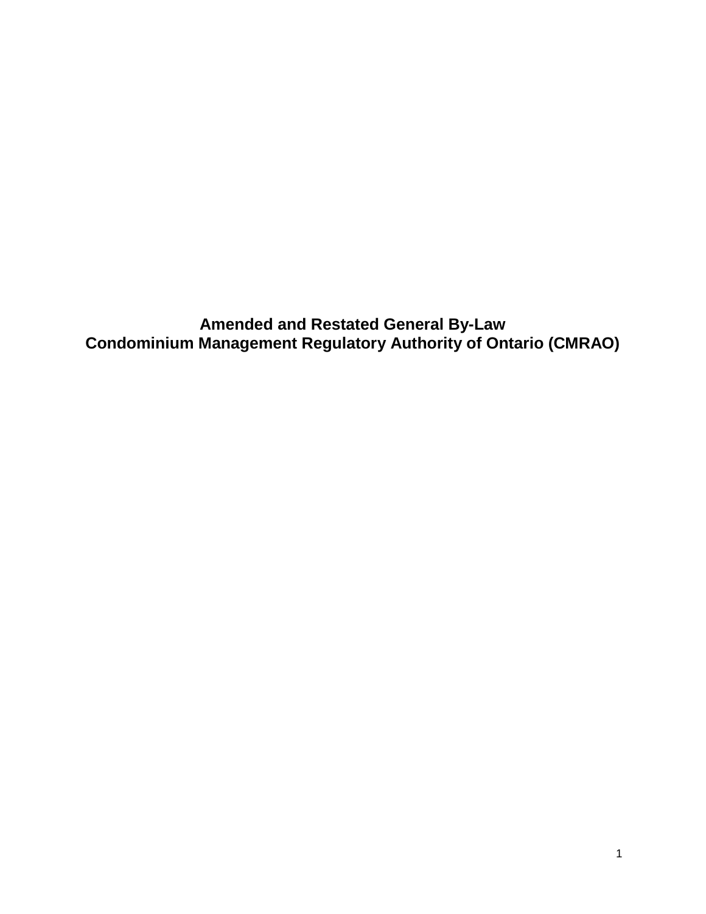# Amended and Restated General By-Law
# Condominium Management Regulatory Authority of Ontario (CMRAO)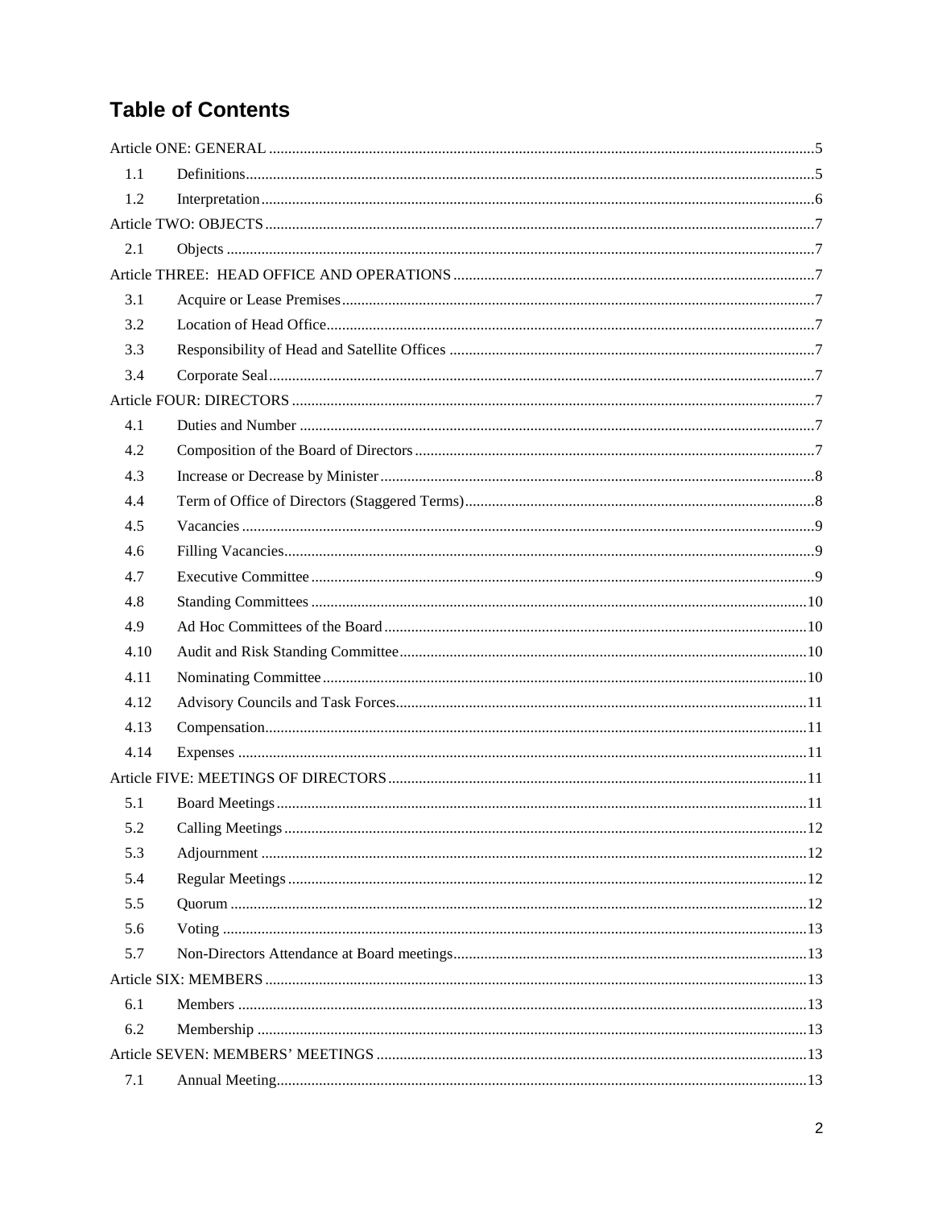# Table of Contents

Article ONE: GENERAL .....5

1.1 Definitions .....5

1.2 Interpretation .....6

Article TWO: OBJECTS .....7

2.1 Objects .....7

Article THREE: HEAD OFFICE AND OPERATIONS .....7

3.1 Acquire or Lease Premises .....7

3.2 Location of Head Office .....7

3.3 Responsibility of Head and Satellite Offices .....7

3.4 Corporate Seal .....7

Article FOUR: DIRECTORS .....7

4.1 Duties and Number .....7

4.2 Composition of the Board of Directors .....7

4.3 Increase or Decrease by Minister .....8

4.4 Term of Office of Directors (Staggered Terms) .....8

4.5 Vacancies .....9

4.6 Filling Vacancies .....9

4.7 Executive Committee .....9

4.8 Standing Committees .....10

4.9 Ad Hoc Committees of the Board .....10

4.10 Audit and Risk Standing Committee .....10

4.11 Nominating Committee .....10

4.12 Advisory Councils and Task Forces .....11

4.13 Compensation .....11

4.14 Expenses .....11

Article FIVE: MEETINGS OF DIRECTORS .....11

5.1 Board Meetings .....11

5.2 Calling Meetings .....12

5.3 Adjournment .....12

5.4 Regular Meetings .....12

5.5 Quorum .....12

5.6 Voting .....13

5.7 Non-Directors Attendance at Board meetings .....13

Article SIX: MEMBERS .....13

6.1 Members .....13

6.2 Membership .....13

Article SEVEN: MEMBERS' MEETINGS .....13

7.1 Annual Meeting .....13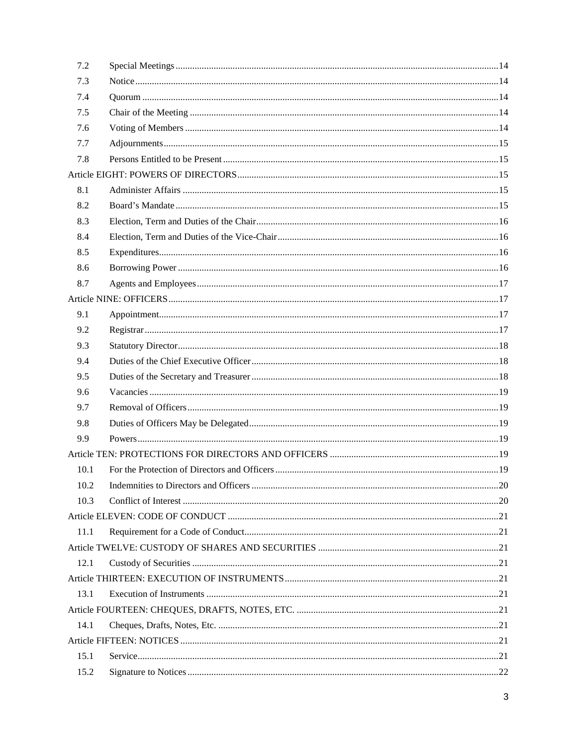| | | |
|---|---|---|
| 7.2 | Special Meetings | 14 |
| 7.3 | Notice | 14 |
| 7.4 | Quorum | 14 |
| 7.5 | Chair of the Meeting | 14 |
| 7.6 | Voting of Members | 14 |
| 7.7 | Adjournments | 15 |
| 7.8 | Persons Entitled to be Present | 15 |
| Article EIGHT: POWERS OF DIRECTORS | | 15 |
| 8.1 | Administer Affairs | 15 |
| 8.2 | Board's Mandate | 15 |
| 8.3 | Election, Term and Duties of the Chair | 16 |
| 8.4 | Election, Term and Duties of the Vice-Chair | 16 |
| 8.5 | Expenditures | 16 |
| 8.6 | Borrowing Power | 16 |
| 8.7 | Agents and Employees | 17 |
| Article NINE: OFFICERS | | 17 |
| 9.1 | Appointment | 17 |
| 9.2 | Registrar | 17 |
| 9.3 | Statutory Director | 18 |
| 9.4 | Duties of the Chief Executive Officer | 18 |
| 9.5 | Duties of the Secretary and Treasurer | 18 |
| 9.6 | Vacancies | 19 |
| 9.7 | Removal of Officers | 19 |
| 9.8 | Duties of Officers May be Delegated | 19 |
| 9.9 | Powers | 19 |
| Article TEN: PROTECTIONS FOR DIRECTORS AND OFFICERS | | 19 |
| 10.1 | For the Protection of Directors and Officers | 19 |
| 10.2 | Indemnities to Directors and Officers | 20 |
| 10.3 | Conflict of Interest | 20 |
| Article ELEVEN: CODE OF CONDUCT | | 21 |
| 11.1 | Requirement for a Code of Conduct | 21 |
| Article TWELVE: CUSTODY OF SHARES AND SECURITIES | | 21 |
| 12.1 | Custody of Securities | 21 |
| Article THIRTEEN: EXECUTION OF INSTRUMENTS | | 21 |
| 13.1 | Execution of Instruments | 21 |
| Article FOURTEEN: CHEQUES, DRAFTS, NOTES, ETC. | | 21 |
| 14.1 | Cheques, Drafts, Notes, Etc. | 21 |
| Article FIFTEEN: NOTICES | | 21 |
| 15.1 | Service | 21 |
| 15.2 | Signature to Notices | 22 |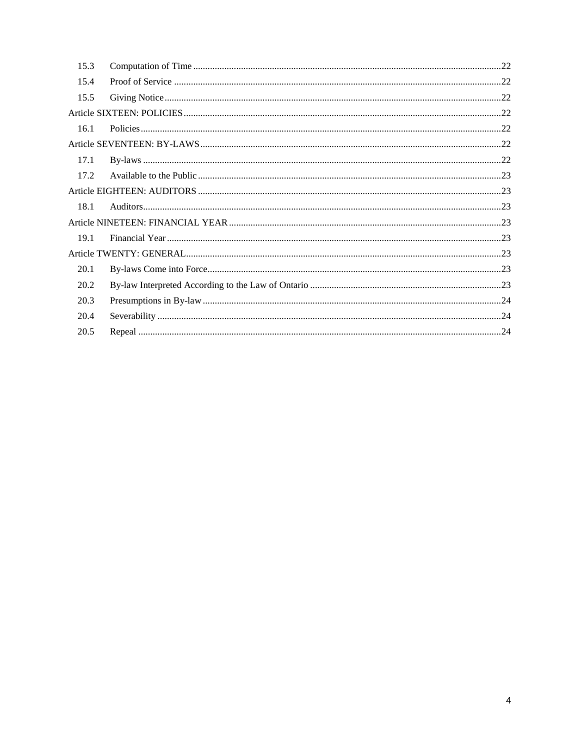| | | |
|---|---|---|
| 15.3 | Computation of Time | 22 |
| 15.4 | Proof of Service | 22 |
| 15.5 | Giving Notice | 22 |
| Article SIXTEEN: POLICIES | | 22 |
| 16.1 | Policies | 22 |
| Article SEVENTEEN: BY-LAWS | | 22 |
| 17.1 | By-laws | 22 |
| 17.2 | Available to the Public | 23 |
| Article EIGHTEEN: AUDITORS | | 23 |
| 18.1 | Auditors | 23 |
| Article NINETEEN: FINANCIAL YEAR | | 23 |
| 19.1 | Financial Year | 23 |
| Article TWENTY: GENERAL | | 23 |
| 20.1 | By-laws Come into Force | 23 |
| 20.2 | By-law Interpreted According to the Law of Ontario | 23 |
| 20.3 | Presumptions in By-law | 24 |
| 20.4 | Severability | 24 |
| 20.5 | Repeal | 24 |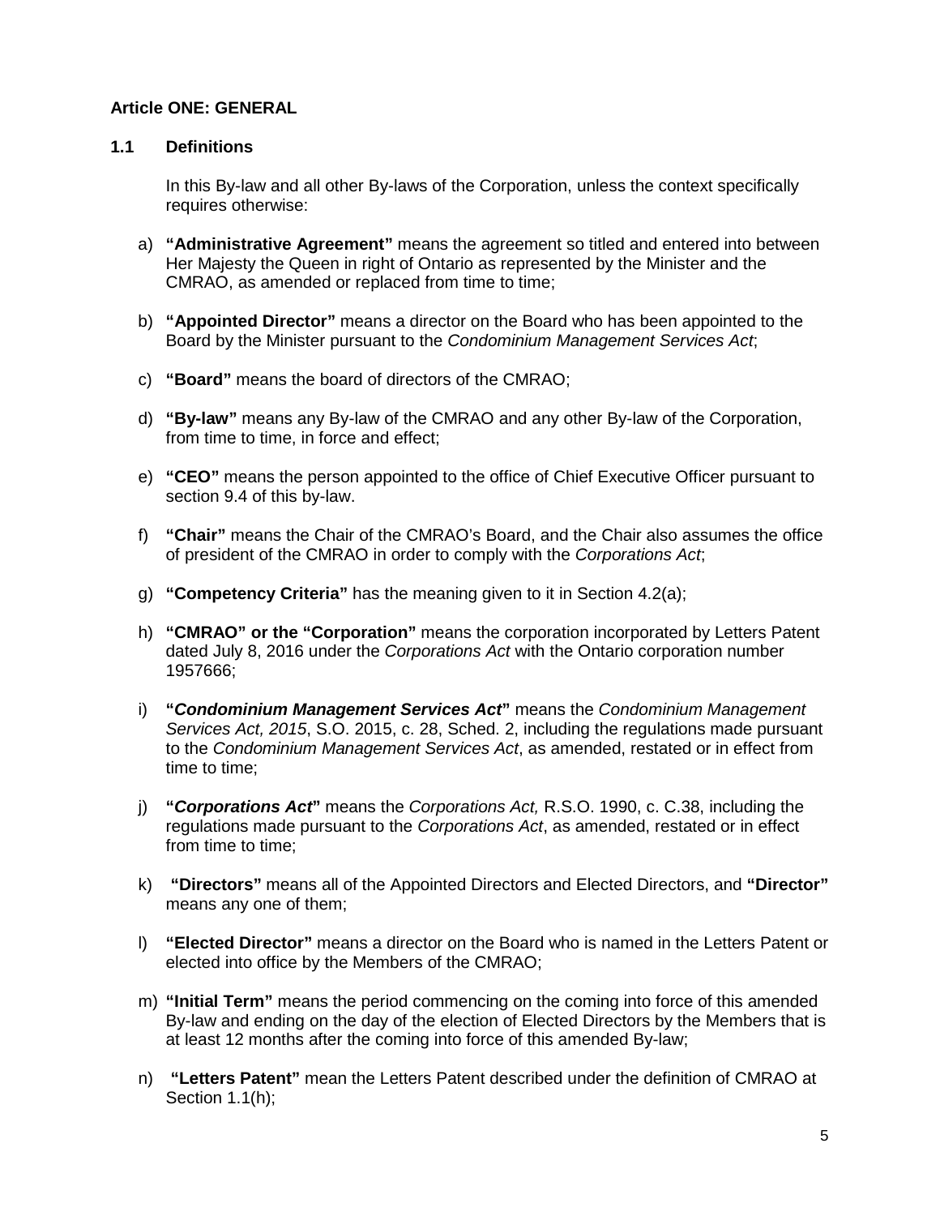### Article ONE: GENERAL

#### 1.1 Definitions

In this By-law and all other By-laws of the Corporation, unless the context specifically requires otherwise:

a) **"Administrative Agreement"** means the agreement so titled and entered into between Her Majesty the Queen in right of Ontario as represented by the Minister and the CMRAO, as amended or replaced from time to time;

b) **"Appointed Director"** means a director on the Board who has been appointed to the Board by the Minister pursuant to the *Condominium Management Services Act*;

c) **"Board"** means the board of directors of the CMRAO;

d) **"By-law"** means any By-law of the CMRAO and any other By-law of the Corporation, from time to time, in force and effect;

e) **"CEO"** means the person appointed to the office of Chief Executive Officer pursuant to section 9.4 of this by-law.

f) **"Chair"** means the Chair of the CMRAO's Board, and the Chair also assumes the office of president of the CMRAO in order to comply with the *Corporations Act*;

g) **"Competency Criteria"** has the meaning given to it in Section 4.2(a);

h) **"CMRAO" or the "Corporation"** means the corporation incorporated by Letters Patent dated July 8, 2016 under the *Corporations Act* with the Ontario corporation number 1957666;

i) **"*Condominium Management Services Act*"** means the *Condominium Management Services Act, 2015*, S.O. 2015, c. 28, Sched. 2, including the regulations made pursuant to the *Condominium Management Services Act*, as amended, restated or in effect from time to time;

j) **"*Corporations Act*"** means the *Corporations Act,* R.S.O. 1990, c. C.38, including the regulations made pursuant to the *Corporations Act*, as amended, restated or in effect from time to time;

k) **"Directors"** means all of the Appointed Directors and Elected Directors, and **"Director"** means any one of them;

l) **"Elected Director"** means a director on the Board who is named in the Letters Patent or elected into office by the Members of the CMRAO;

m) **"Initial Term"** means the period commencing on the coming into force of this amended By-law and ending on the day of the election of Elected Directors by the Members that is at least 12 months after the coming into force of this amended By-law;

n) **"Letters Patent"** mean the Letters Patent described under the definition of CMRAO at Section 1.1(h);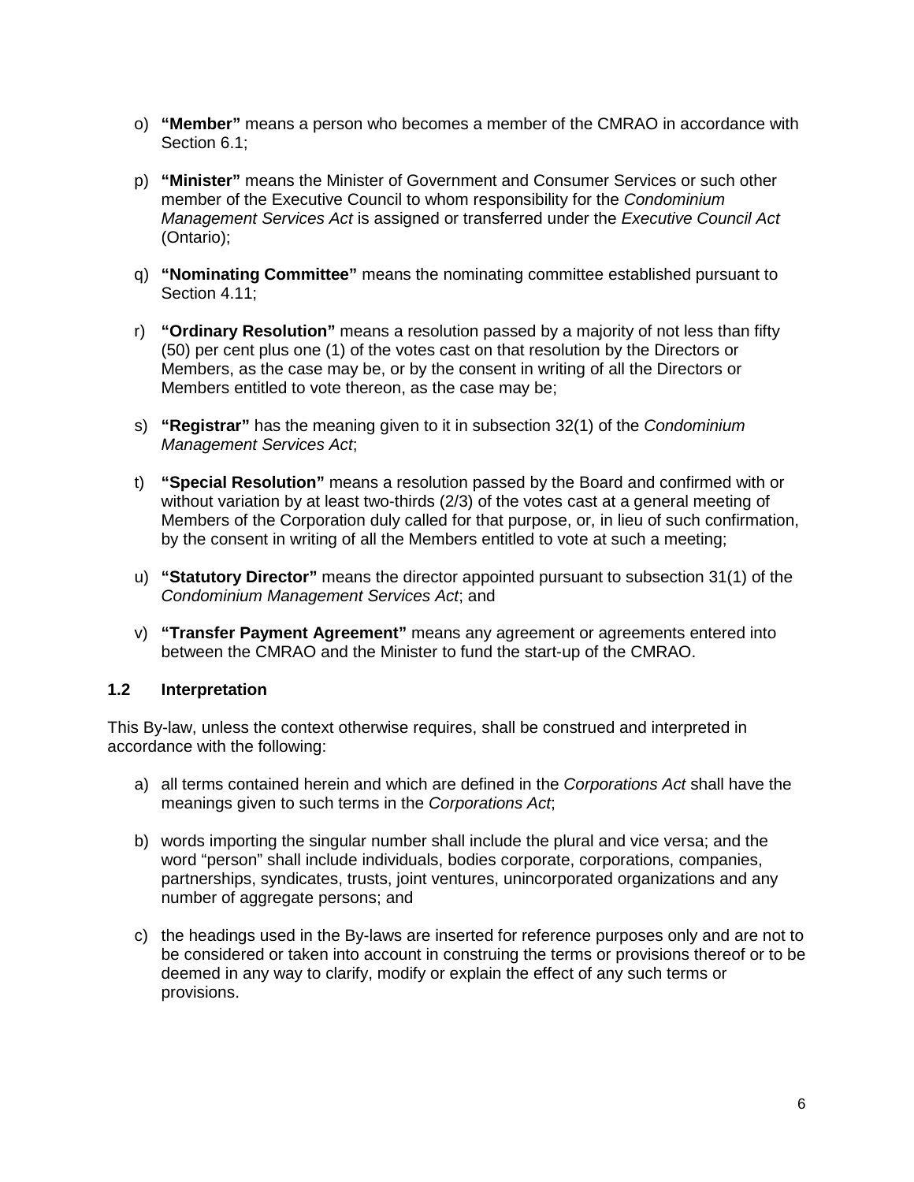o) **"Member"** means a person who becomes a member of the CMRAO in accordance with Section 6.1;

p) **"Minister"** means the Minister of Government and Consumer Services or such other member of the Executive Council to whom responsibility for the *Condominium Management Services Act* is assigned or transferred under the *Executive Council Act* (Ontario);

q) **"Nominating Committee"** means the nominating committee established pursuant to Section 4.11;

r) **"Ordinary Resolution"** means a resolution passed by a majority of not less than fifty (50) per cent plus one (1) of the votes cast on that resolution by the Directors or Members, as the case may be, or by the consent in writing of all the Directors or Members entitled to vote thereon, as the case may be;

s) **"Registrar"** has the meaning given to it in subsection 32(1) of the *Condominium Management Services Act*;

t) **"Special Resolution"** means a resolution passed by the Board and confirmed with or without variation by at least two-thirds (2/3) of the votes cast at a general meeting of Members of the Corporation duly called for that purpose, or, in lieu of such confirmation, by the consent in writing of all the Members entitled to vote at such a meeting;

u) **"Statutory Director"** means the director appointed pursuant to subsection 31(1) of the *Condominium Management Services Act*; and

v) **"Transfer Payment Agreement"** means any agreement or agreements entered into between the CMRAO and the Minister to fund the start-up of the CMRAO.

### 1.2 Interpretation

This By-law, unless the context otherwise requires, shall be construed and interpreted in accordance with the following:

a) all terms contained herein and which are defined in the *Corporations Act* shall have the meanings given to such terms in the *Corporations Act*;

b) words importing the singular number shall include the plural and vice versa; and the word "person" shall include individuals, bodies corporate, corporations, companies, partnerships, syndicates, trusts, joint ventures, unincorporated organizations and any number of aggregate persons; and

c) the headings used in the By-laws are inserted for reference purposes only and are not to be considered or taken into account in construing the terms or provisions thereof or to be deemed in any way to clarify, modify or explain the effect of any such terms or provisions.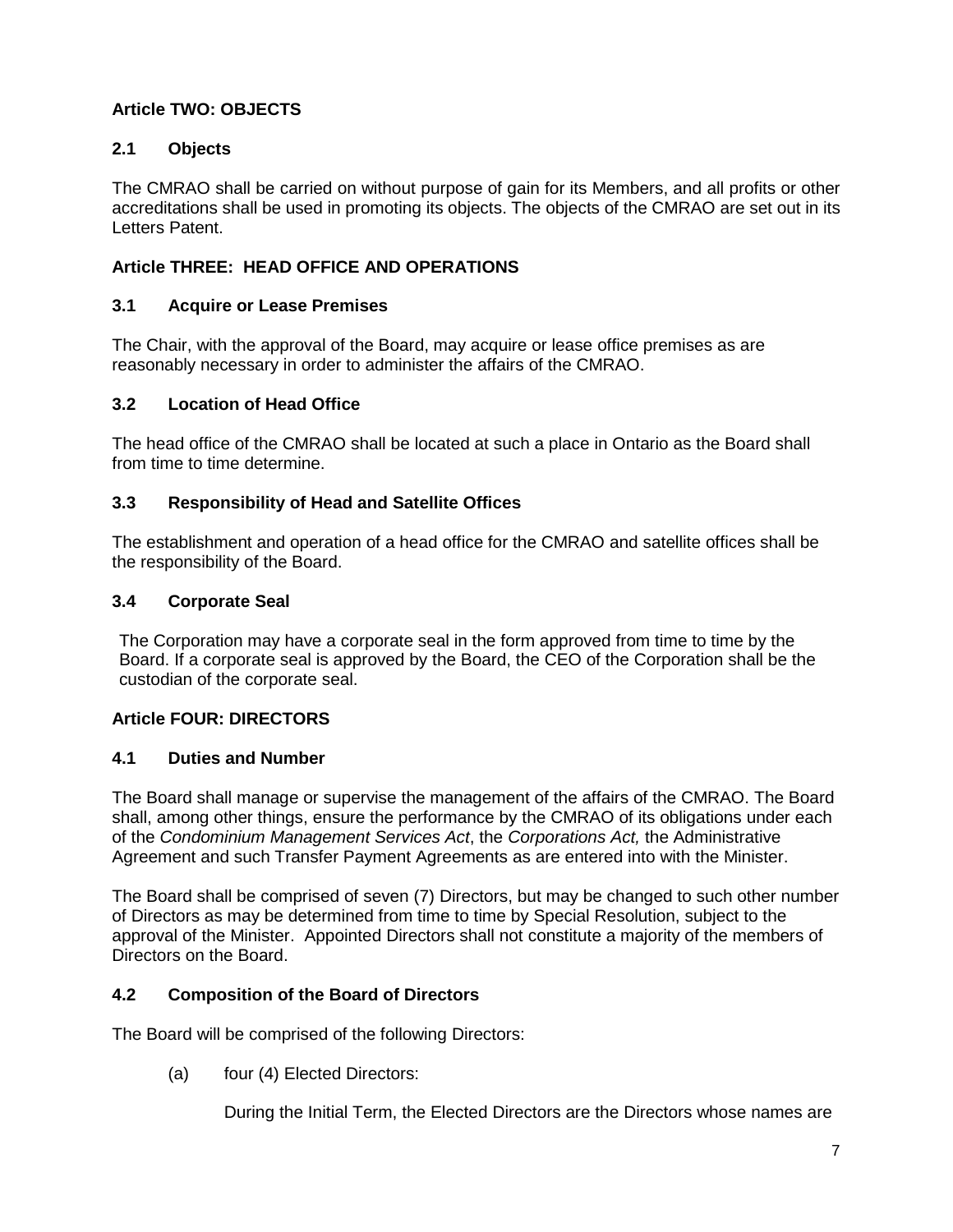## Article TWO: OBJECTS

### 2.1 Objects

The CMRAO shall be carried on without purpose of gain for its Members, and all profits or other accreditations shall be used in promoting its objects. The objects of the CMRAO are set out in its Letters Patent.

## Article THREE: HEAD OFFICE AND OPERATIONS

### 3.1 Acquire or Lease Premises

The Chair, with the approval of the Board, may acquire or lease office premises as are reasonably necessary in order to administer the affairs of the CMRAO.

### 3.2 Location of Head Office

The head office of the CMRAO shall be located at such a place in Ontario as the Board shall from time to time determine.

### 3.3 Responsibility of Head and Satellite Offices

The establishment and operation of a head office for the CMRAO and satellite offices shall be the responsibility of the Board.

### 3.4 Corporate Seal

The Corporation may have a corporate seal in the form approved from time to time by the Board. If a corporate seal is approved by the Board, the CEO of the Corporation shall be the custodian of the corporate seal.

## Article FOUR: DIRECTORS

### 4.1 Duties and Number

The Board shall manage or supervise the management of the affairs of the CMRAO. The Board shall, among other things, ensure the performance by the CMRAO of its obligations under each of the *Condominium Management Services Act*, the *Corporations Act,* the Administrative Agreement and such Transfer Payment Agreements as are entered into with the Minister.

The Board shall be comprised of seven (7) Directors, but may be changed to such other number of Directors as may be determined from time to time by Special Resolution, subject to the approval of the Minister. Appointed Directors shall not constitute a majority of the members of Directors on the Board.

### 4.2 Composition of the Board of Directors

The Board will be comprised of the following Directors:

(a) four (4) Elected Directors:

During the Initial Term, the Elected Directors are the Directors whose names are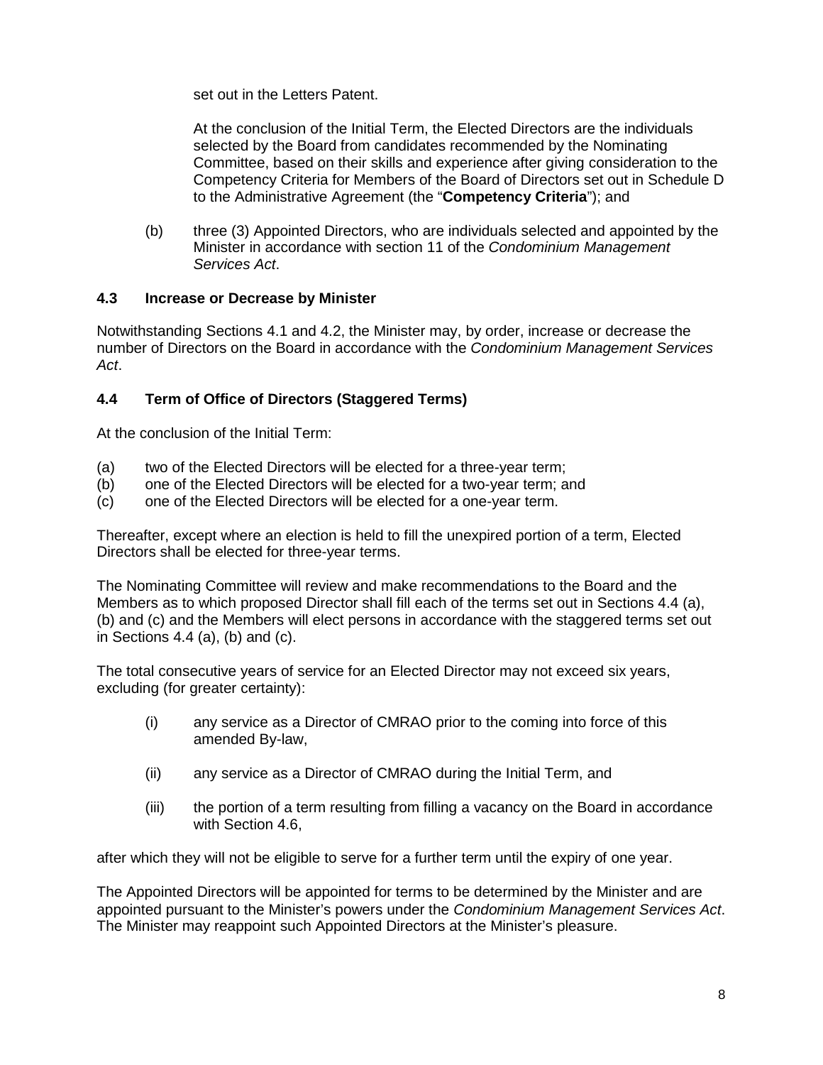set out in the Letters Patent.

At the conclusion of the Initial Term, the Elected Directors are the individuals selected by the Board from candidates recommended by the Nominating Committee, based on their skills and experience after giving consideration to the Competency Criteria for Members of the Board of Directors set out in Schedule D to the Administrative Agreement (the "**Competency Criteria**"); and

(b) three (3) Appointed Directors, who are individuals selected and appointed by the Minister in accordance with section 11 of the *Condominium Management Services Act*.

### 4.3 Increase or Decrease by Minister

Notwithstanding Sections 4.1 and 4.2, the Minister may, by order, increase or decrease the number of Directors on the Board in accordance with the *Condominium Management Services Act*.

### 4.4 Term of Office of Directors (Staggered Terms)

At the conclusion of the Initial Term:

(a) two of the Elected Directors will be elected for a three-year term;
(b) one of the Elected Directors will be elected for a two-year term; and
(c) one of the Elected Directors will be elected for a one-year term.

Thereafter, except where an election is held to fill the unexpired portion of a term, Elected Directors shall be elected for three-year terms.

The Nominating Committee will review and make recommendations to the Board and the Members as to which proposed Director shall fill each of the terms set out in Sections 4.4 (a), (b) and (c) and the Members will elect persons in accordance with the staggered terms set out in Sections 4.4 (a), (b) and (c).

The total consecutive years of service for an Elected Director may not exceed six years, excluding (for greater certainty):

(i) any service as a Director of CMRAO prior to the coming into force of this amended By-law,

(ii) any service as a Director of CMRAO during the Initial Term, and

(iii) the portion of a term resulting from filling a vacancy on the Board in accordance with Section 4.6,

after which they will not be eligible to serve for a further term until the expiry of one year.

The Appointed Directors will be appointed for terms to be determined by the Minister and are appointed pursuant to the Minister's powers under the *Condominium Management Services Act*. The Minister may reappoint such Appointed Directors at the Minister's pleasure.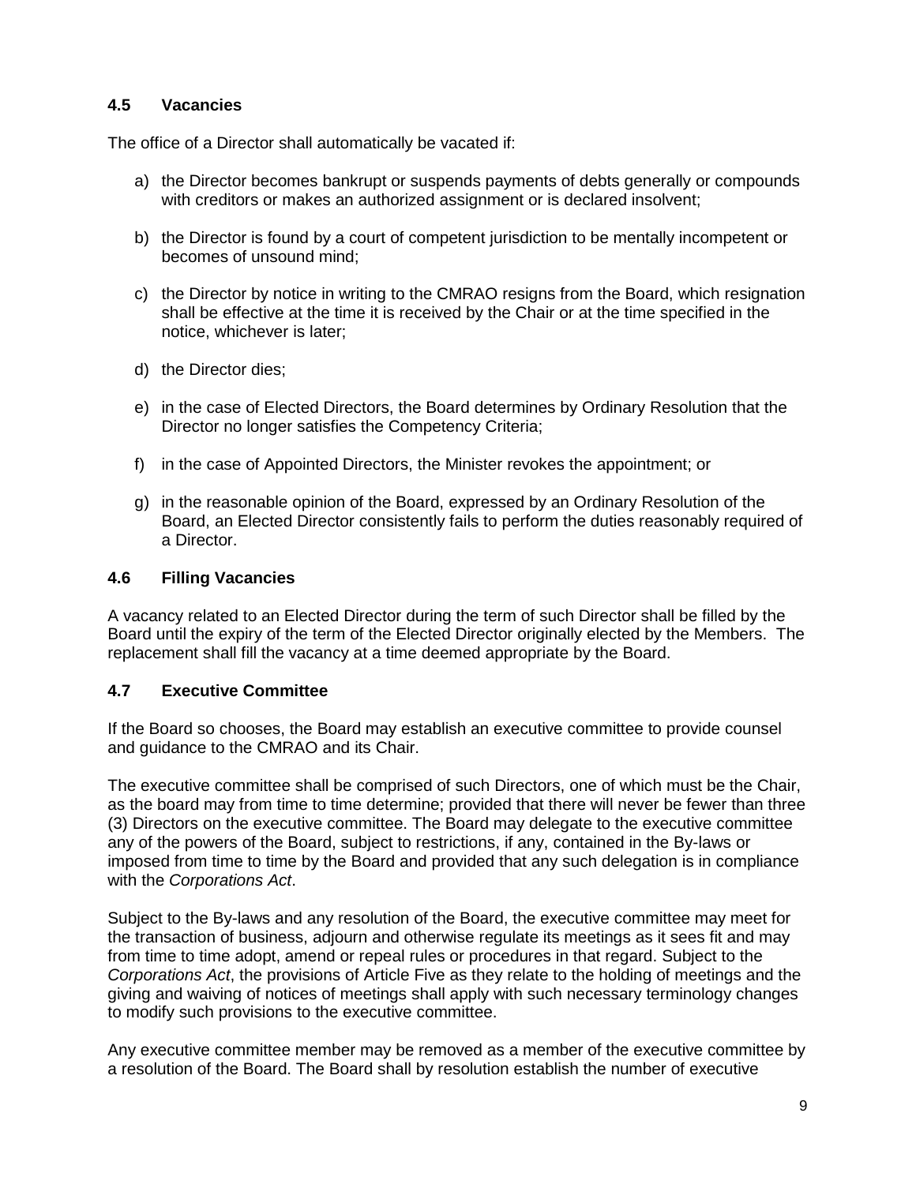### 4.5 Vacancies

The office of a Director shall automatically be vacated if:

a) the Director becomes bankrupt or suspends payments of debts generally or compounds with creditors or makes an authorized assignment or is declared insolvent;

b) the Director is found by a court of competent jurisdiction to be mentally incompetent or becomes of unsound mind;

c) the Director by notice in writing to the CMRAO resigns from the Board, which resignation shall be effective at the time it is received by the Chair or at the time specified in the notice, whichever is later;

d) the Director dies;

e) in the case of Elected Directors, the Board determines by Ordinary Resolution that the Director no longer satisfies the Competency Criteria;

f) in the case of Appointed Directors, the Minister revokes the appointment; or

g) in the reasonable opinion of the Board, expressed by an Ordinary Resolution of the Board, an Elected Director consistently fails to perform the duties reasonably required of a Director.

### 4.6 Filling Vacancies

A vacancy related to an Elected Director during the term of such Director shall be filled by the Board until the expiry of the term of the Elected Director originally elected by the Members. The replacement shall fill the vacancy at a time deemed appropriate by the Board.

### 4.7 Executive Committee

If the Board so chooses, the Board may establish an executive committee to provide counsel and guidance to the CMRAO and its Chair.

The executive committee shall be comprised of such Directors, one of which must be the Chair, as the board may from time to time determine; provided that there will never be fewer than three (3) Directors on the executive committee. The Board may delegate to the executive committee any of the powers of the Board, subject to restrictions, if any, contained in the By-laws or imposed from time to time by the Board and provided that any such delegation is in compliance with the *Corporations Act*.

Subject to the By-laws and any resolution of the Board, the executive committee may meet for the transaction of business, adjourn and otherwise regulate its meetings as it sees fit and may from time to time adopt, amend or repeal rules or procedures in that regard. Subject to the *Corporations Act*, the provisions of Article Five as they relate to the holding of meetings and the giving and waiving of notices of meetings shall apply with such necessary terminology changes to modify such provisions to the executive committee.

Any executive committee member may be removed as a member of the executive committee by a resolution of the Board. The Board shall by resolution establish the number of executive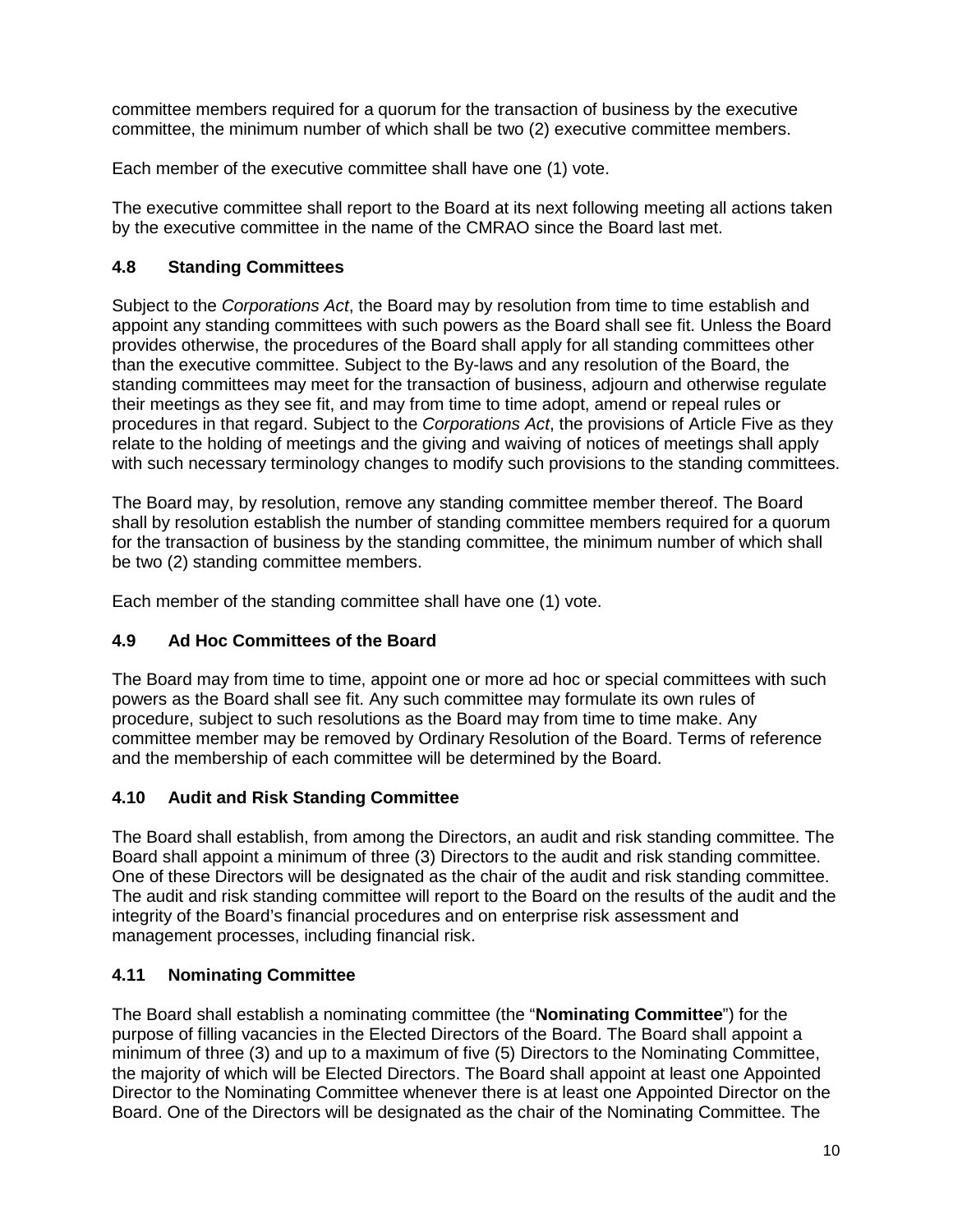committee members required for a quorum for the transaction of business by the executive committee, the minimum number of which shall be two (2) executive committee members.

Each member of the executive committee shall have one (1) vote.

The executive committee shall report to the Board at its next following meeting all actions taken by the executive committee in the name of the CMRAO since the Board last met.

### 4.8 Standing Committees

Subject to the *Corporations Act*, the Board may by resolution from time to time establish and appoint any standing committees with such powers as the Board shall see fit. Unless the Board provides otherwise, the procedures of the Board shall apply for all standing committees other than the executive committee. Subject to the By-laws and any resolution of the Board, the standing committees may meet for the transaction of business, adjourn and otherwise regulate their meetings as they see fit, and may from time to time adopt, amend or repeal rules or procedures in that regard. Subject to the *Corporations Act*, the provisions of Article Five as they relate to the holding of meetings and the giving and waiving of notices of meetings shall apply with such necessary terminology changes to modify such provisions to the standing committees.

The Board may, by resolution, remove any standing committee member thereof. The Board shall by resolution establish the number of standing committee members required for a quorum for the transaction of business by the standing committee, the minimum number of which shall be two (2) standing committee members.

Each member of the standing committee shall have one (1) vote.

### 4.9 Ad Hoc Committees of the Board

The Board may from time to time, appoint one or more ad hoc or special committees with such powers as the Board shall see fit. Any such committee may formulate its own rules of procedure, subject to such resolutions as the Board may from time to time make. Any committee member may be removed by Ordinary Resolution of the Board. Terms of reference and the membership of each committee will be determined by the Board.

### 4.10 Audit and Risk Standing Committee

The Board shall establish, from among the Directors, an audit and risk standing committee. The Board shall appoint a minimum of three (3) Directors to the audit and risk standing committee. One of these Directors will be designated as the chair of the audit and risk standing committee. The audit and risk standing committee will report to the Board on the results of the audit and the integrity of the Board's financial procedures and on enterprise risk assessment and management processes, including financial risk.

### 4.11 Nominating Committee

The Board shall establish a nominating committee (the "**Nominating Committee**") for the purpose of filling vacancies in the Elected Directors of the Board. The Board shall appoint a minimum of three (3) and up to a maximum of five (5) Directors to the Nominating Committee, the majority of which will be Elected Directors. The Board shall appoint at least one Appointed Director to the Nominating Committee whenever there is at least one Appointed Director on the Board. One of the Directors will be designated as the chair of the Nominating Committee. The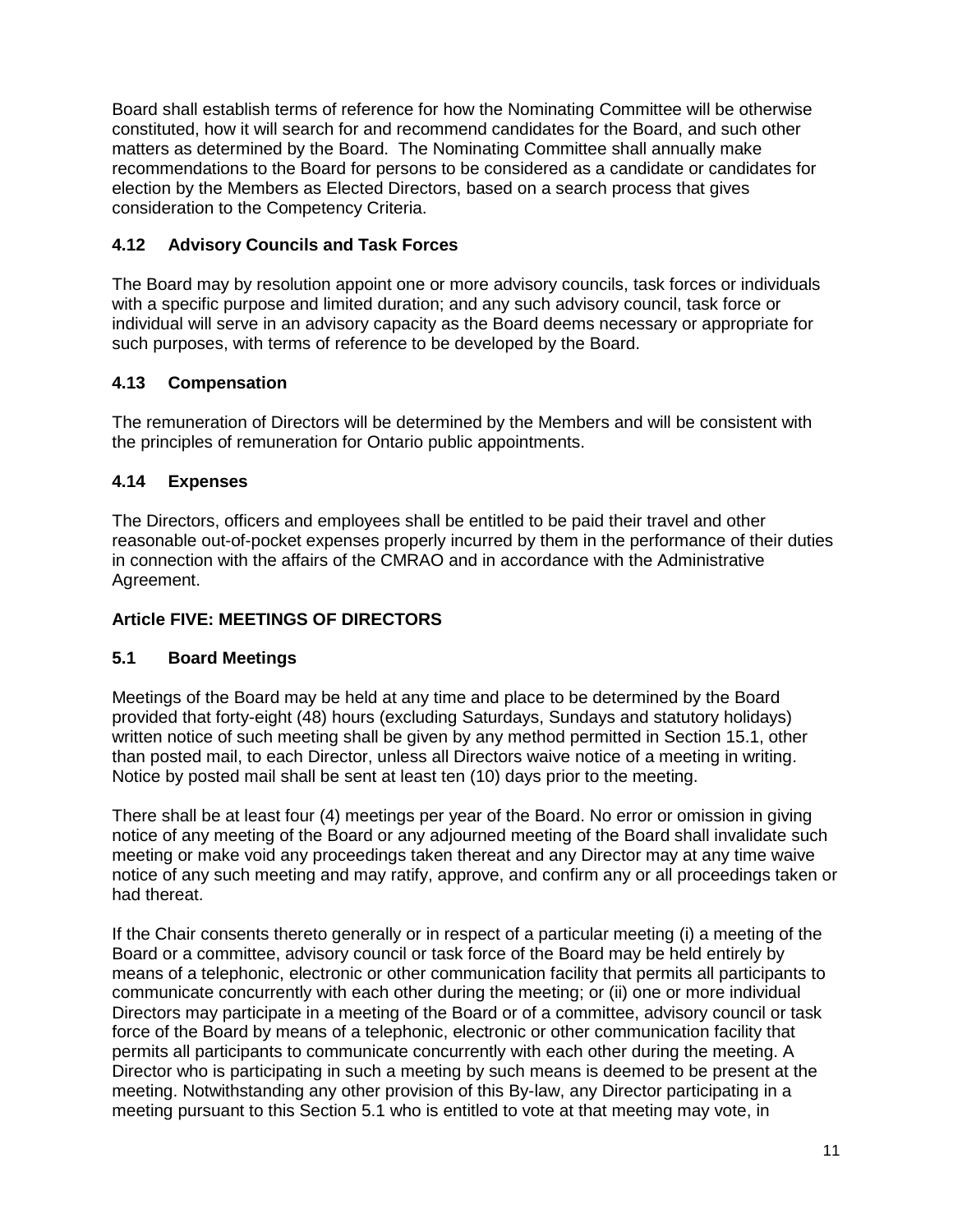Board shall establish terms of reference for how the Nominating Committee will be otherwise constituted, how it will search for and recommend candidates for the Board, and such other matters as determined by the Board. The Nominating Committee shall annually make recommendations to the Board for persons to be considered as a candidate or candidates for election by the Members as Elected Directors, based on a search process that gives consideration to the Competency Criteria.

### 4.12 Advisory Councils and Task Forces

The Board may by resolution appoint one or more advisory councils, task forces or individuals with a specific purpose and limited duration; and any such advisory council, task force or individual will serve in an advisory capacity as the Board deems necessary or appropriate for such purposes, with terms of reference to be developed by the Board.

### 4.13 Compensation

The remuneration of Directors will be determined by the Members and will be consistent with the principles of remuneration for Ontario public appointments.

### 4.14 Expenses

The Directors, officers and employees shall be entitled to be paid their travel and other reasonable out-of-pocket expenses properly incurred by them in the performance of their duties in connection with the affairs of the CMRAO and in accordance with the Administrative Agreement.

## Article FIVE: MEETINGS OF DIRECTORS

### 5.1 Board Meetings

Meetings of the Board may be held at any time and place to be determined by the Board provided that forty-eight (48) hours (excluding Saturdays, Sundays and statutory holidays) written notice of such meeting shall be given by any method permitted in Section 15.1, other than posted mail, to each Director, unless all Directors waive notice of a meeting in writing. Notice by posted mail shall be sent at least ten (10) days prior to the meeting.

There shall be at least four (4) meetings per year of the Board. No error or omission in giving notice of any meeting of the Board or any adjourned meeting of the Board shall invalidate such meeting or make void any proceedings taken thereat and any Director may at any time waive notice of any such meeting and may ratify, approve, and confirm any or all proceedings taken or had thereat.

If the Chair consents thereto generally or in respect of a particular meeting (i) a meeting of the Board or a committee, advisory council or task force of the Board may be held entirely by means of a telephonic, electronic or other communication facility that permits all participants to communicate concurrently with each other during the meeting; or (ii) one or more individual Directors may participate in a meeting of the Board or of a committee, advisory council or task force of the Board by means of a telephonic, electronic or other communication facility that permits all participants to communicate concurrently with each other during the meeting. A Director who is participating in such a meeting by such means is deemed to be present at the meeting. Notwithstanding any other provision of this By-law, any Director participating in a meeting pursuant to this Section 5.1 who is entitled to vote at that meeting may vote, in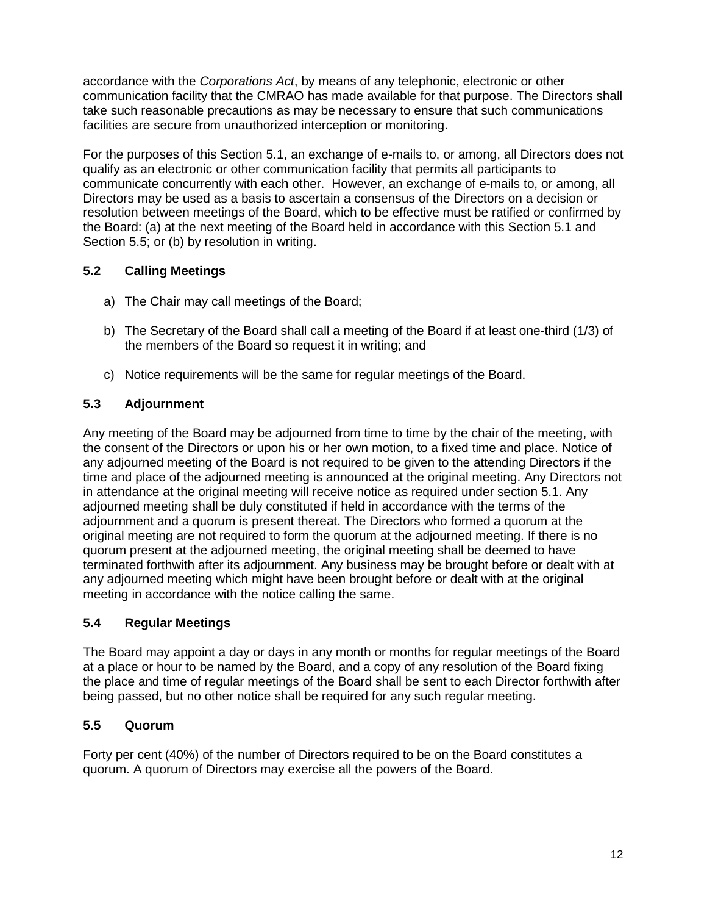accordance with the *Corporations Act*, by means of any telephonic, electronic or other communication facility that the CMRAO has made available for that purpose. The Directors shall take such reasonable precautions as may be necessary to ensure that such communications facilities are secure from unauthorized interception or monitoring.

For the purposes of this Section 5.1, an exchange of e-mails to, or among, all Directors does not qualify as an electronic or other communication facility that permits all participants to communicate concurrently with each other. However, an exchange of e-mails to, or among, all Directors may be used as a basis to ascertain a consensus of the Directors on a decision or resolution between meetings of the Board, which to be effective must be ratified or confirmed by the Board: (a) at the next meeting of the Board held in accordance with this Section 5.1 and Section 5.5; or (b) by resolution in writing.

### 5.2 Calling Meetings

a) The Chair may call meetings of the Board;

b) The Secretary of the Board shall call a meeting of the Board if at least one-third (1/3) of the members of the Board so request it in writing; and

c) Notice requirements will be the same for regular meetings of the Board.

### 5.3 Adjournment

Any meeting of the Board may be adjourned from time to time by the chair of the meeting, with the consent of the Directors or upon his or her own motion, to a fixed time and place. Notice of any adjourned meeting of the Board is not required to be given to the attending Directors if the time and place of the adjourned meeting is announced at the original meeting. Any Directors not in attendance at the original meeting will receive notice as required under section 5.1. Any adjourned meeting shall be duly constituted if held in accordance with the terms of the adjournment and a quorum is present thereat. The Directors who formed a quorum at the original meeting are not required to form the quorum at the adjourned meeting. If there is no quorum present at the adjourned meeting, the original meeting shall be deemed to have terminated forthwith after its adjournment. Any business may be brought before or dealt with at any adjourned meeting which might have been brought before or dealt with at the original meeting in accordance with the notice calling the same.

### 5.4 Regular Meetings

The Board may appoint a day or days in any month or months for regular meetings of the Board at a place or hour to be named by the Board, and a copy of any resolution of the Board fixing the place and time of regular meetings of the Board shall be sent to each Director forthwith after being passed, but no other notice shall be required for any such regular meeting.

### 5.5 Quorum

Forty per cent (40%) of the number of Directors required to be on the Board constitutes a quorum. A quorum of Directors may exercise all the powers of the Board.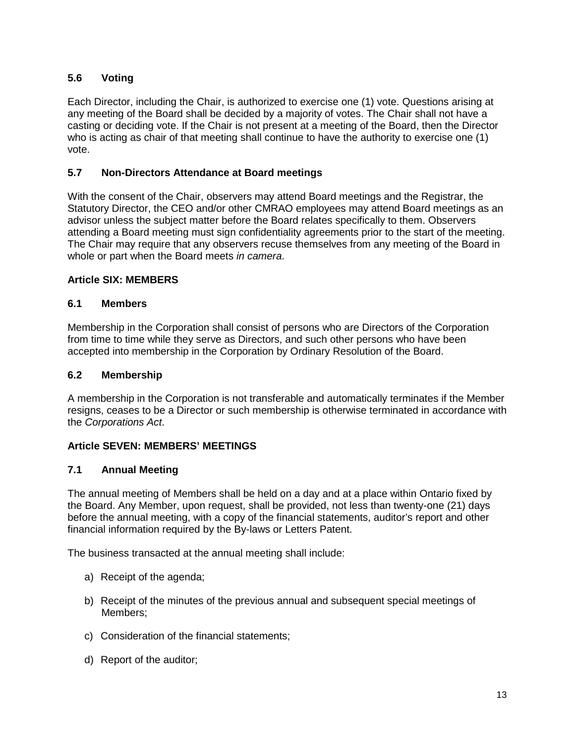### 5.6 Voting

Each Director, including the Chair, is authorized to exercise one (1) vote. Questions arising at any meeting of the Board shall be decided by a majority of votes. The Chair shall not have a casting or deciding vote. If the Chair is not present at a meeting of the Board, then the Director who is acting as chair of that meeting shall continue to have the authority to exercise one (1) vote.

### 5.7 Non-Directors Attendance at Board meetings

With the consent of the Chair, observers may attend Board meetings and the Registrar, the Statutory Director, the CEO and/or other CMRAO employees may attend Board meetings as an advisor unless the subject matter before the Board relates specifically to them. Observers attending a Board meeting must sign confidentiality agreements prior to the start of the meeting. The Chair may require that any observers recuse themselves from any meeting of the Board in whole or part when the Board meets *in camera*.

## Article SIX: MEMBERS

### 6.1 Members

Membership in the Corporation shall consist of persons who are Directors of the Corporation from time to time while they serve as Directors, and such other persons who have been accepted into membership in the Corporation by Ordinary Resolution of the Board.

### 6.2 Membership

A membership in the Corporation is not transferable and automatically terminates if the Member resigns, ceases to be a Director or such membership is otherwise terminated in accordance with the *Corporations Act*.

## Article SEVEN: MEMBERS' MEETINGS

### 7.1 Annual Meeting

The annual meeting of Members shall be held on a day and at a place within Ontario fixed by the Board. Any Member, upon request, shall be provided, not less than twenty-one (21) days before the annual meeting, with a copy of the financial statements, auditor's report and other financial information required by the By-laws or Letters Patent.

The business transacted at the annual meeting shall include:

a) Receipt of the agenda;

b) Receipt of the minutes of the previous annual and subsequent special meetings of Members;

c) Consideration of the financial statements;

d) Report of the auditor;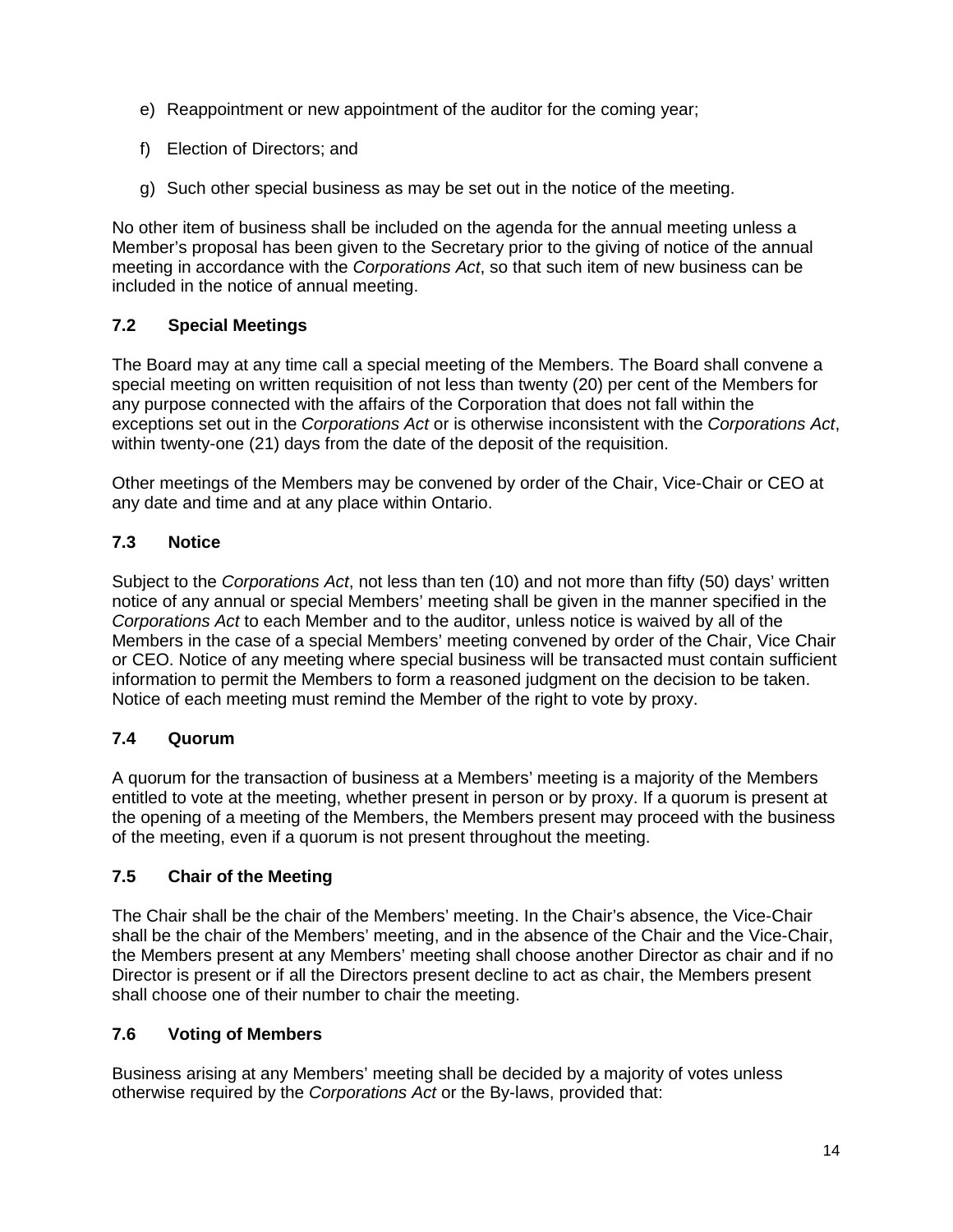e) Reappointment or new appointment of the auditor for the coming year;

f) Election of Directors; and

g) Such other special business as may be set out in the notice of the meeting.

No other item of business shall be included on the agenda for the annual meeting unless a Member's proposal has been given to the Secretary prior to the giving of notice of the annual meeting in accordance with the *Corporations Act*, so that such item of new business can be included in the notice of annual meeting.

### 7.2 Special Meetings

The Board may at any time call a special meeting of the Members. The Board shall convene a special meeting on written requisition of not less than twenty (20) per cent of the Members for any purpose connected with the affairs of the Corporation that does not fall within the exceptions set out in the *Corporations Act* or is otherwise inconsistent with the *Corporations Act*, within twenty-one (21) days from the date of the deposit of the requisition.

Other meetings of the Members may be convened by order of the Chair, Vice-Chair or CEO at any date and time and at any place within Ontario.

### 7.3 Notice

Subject to the *Corporations Act*, not less than ten (10) and not more than fifty (50) days' written notice of any annual or special Members' meeting shall be given in the manner specified in the *Corporations Act* to each Member and to the auditor, unless notice is waived by all of the Members in the case of a special Members' meeting convened by order of the Chair, Vice Chair or CEO. Notice of any meeting where special business will be transacted must contain sufficient information to permit the Members to form a reasoned judgment on the decision to be taken. Notice of each meeting must remind the Member of the right to vote by proxy.

### 7.4 Quorum

A quorum for the transaction of business at a Members' meeting is a majority of the Members entitled to vote at the meeting, whether present in person or by proxy. If a quorum is present at the opening of a meeting of the Members, the Members present may proceed with the business of the meeting, even if a quorum is not present throughout the meeting.

### 7.5 Chair of the Meeting

The Chair shall be the chair of the Members' meeting. In the Chair's absence, the Vice-Chair shall be the chair of the Members' meeting, and in the absence of the Chair and the Vice-Chair, the Members present at any Members' meeting shall choose another Director as chair and if no Director is present or if all the Directors present decline to act as chair, the Members present shall choose one of their number to chair the meeting.

### 7.6 Voting of Members

Business arising at any Members' meeting shall be decided by a majority of votes unless otherwise required by the *Corporations Act* or the By-laws, provided that: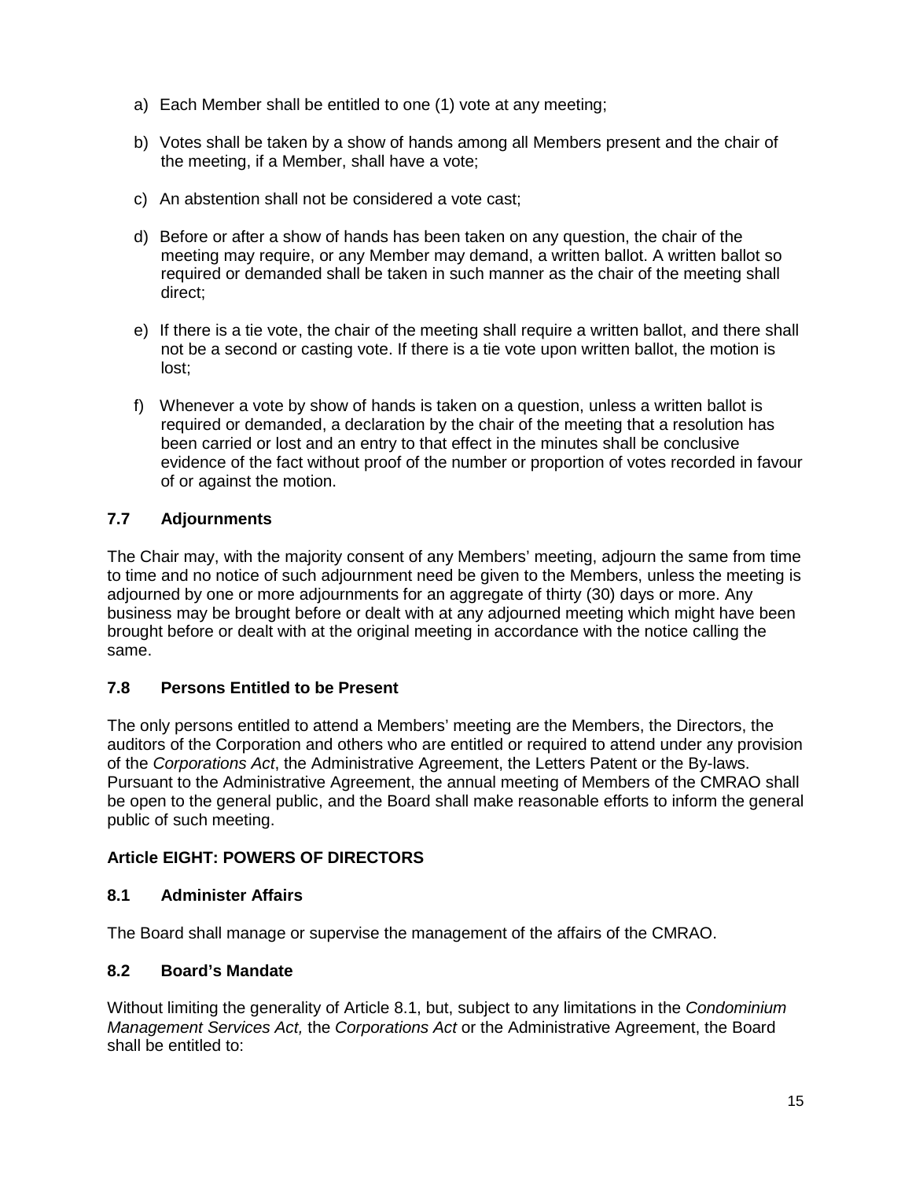a) Each Member shall be entitled to one (1) vote at any meeting;

b) Votes shall be taken by a show of hands among all Members present and the chair of the meeting, if a Member, shall have a vote;

c) An abstention shall not be considered a vote cast;

d) Before or after a show of hands has been taken on any question, the chair of the meeting may require, or any Member may demand, a written ballot. A written ballot so required or demanded shall be taken in such manner as the chair of the meeting shall direct;

e) If there is a tie vote, the chair of the meeting shall require a written ballot, and there shall not be a second or casting vote. If there is a tie vote upon written ballot, the motion is lost;

f) Whenever a vote by show of hands is taken on a question, unless a written ballot is required or demanded, a declaration by the chair of the meeting that a resolution has been carried or lost and an entry to that effect in the minutes shall be conclusive evidence of the fact without proof of the number or proportion of votes recorded in favour of or against the motion.

### 7.7 Adjournments

The Chair may, with the majority consent of any Members' meeting, adjourn the same from time to time and no notice of such adjournment need be given to the Members, unless the meeting is adjourned by one or more adjournments for an aggregate of thirty (30) days or more. Any business may be brought before or dealt with at any adjourned meeting which might have been brought before or dealt with at the original meeting in accordance with the notice calling the same.

### 7.8 Persons Entitled to be Present

The only persons entitled to attend a Members' meeting are the Members, the Directors, the auditors of the Corporation and others who are entitled or required to attend under any provision of the *Corporations Act*, the Administrative Agreement, the Letters Patent or the By-laws. Pursuant to the Administrative Agreement, the annual meeting of Members of the CMRAO shall be open to the general public, and the Board shall make reasonable efforts to inform the general public of such meeting.

## Article EIGHT: POWERS OF DIRECTORS

### 8.1 Administer Affairs

The Board shall manage or supervise the management of the affairs of the CMRAO.

### 8.2 Board's Mandate

Without limiting the generality of Article 8.1, but, subject to any limitations in the *Condominium Management Services Act,* the *Corporations Act* or the Administrative Agreement, the Board shall be entitled to: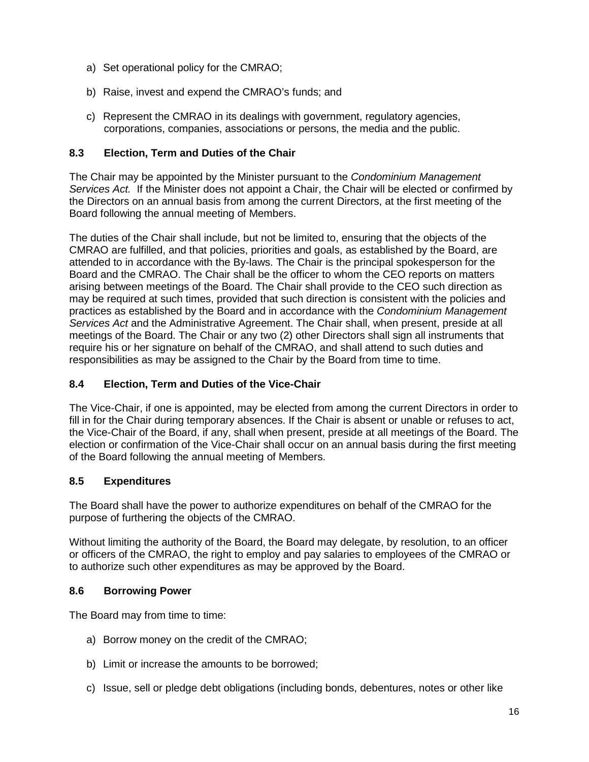a) Set operational policy for the CMRAO;

b) Raise, invest and expend the CMRAO's funds; and

c) Represent the CMRAO in its dealings with government, regulatory agencies, corporations, companies, associations or persons, the media and the public.

### 8.3 Election, Term and Duties of the Chair

The Chair may be appointed by the Minister pursuant to the *Condominium Management Services Act.* If the Minister does not appoint a Chair, the Chair will be elected or confirmed by the Directors on an annual basis from among the current Directors, at the first meeting of the Board following the annual meeting of Members.

The duties of the Chair shall include, but not be limited to, ensuring that the objects of the CMRAO are fulfilled, and that policies, priorities and goals, as established by the Board, are attended to in accordance with the By-laws. The Chair is the principal spokesperson for the Board and the CMRAO. The Chair shall be the officer to whom the CEO reports on matters arising between meetings of the Board. The Chair shall provide to the CEO such direction as may be required at such times, provided that such direction is consistent with the policies and practices as established by the Board and in accordance with the *Condominium Management Services Act* and the Administrative Agreement. The Chair shall, when present, preside at all meetings of the Board. The Chair or any two (2) other Directors shall sign all instruments that require his or her signature on behalf of the CMRAO, and shall attend to such duties and responsibilities as may be assigned to the Chair by the Board from time to time.

### 8.4 Election, Term and Duties of the Vice-Chair

The Vice-Chair, if one is appointed, may be elected from among the current Directors in order to fill in for the Chair during temporary absences. If the Chair is absent or unable or refuses to act, the Vice-Chair of the Board, if any, shall when present, preside at all meetings of the Board. The election or confirmation of the Vice-Chair shall occur on an annual basis during the first meeting of the Board following the annual meeting of Members.

### 8.5 Expenditures

The Board shall have the power to authorize expenditures on behalf of the CMRAO for the purpose of furthering the objects of the CMRAO.

Without limiting the authority of the Board, the Board may delegate, by resolution, to an officer or officers of the CMRAO, the right to employ and pay salaries to employees of the CMRAO or to authorize such other expenditures as may be approved by the Board.

### 8.6 Borrowing Power

The Board may from time to time:

a) Borrow money on the credit of the CMRAO;

b) Limit or increase the amounts to be borrowed;

c) Issue, sell or pledge debt obligations (including bonds, debentures, notes or other like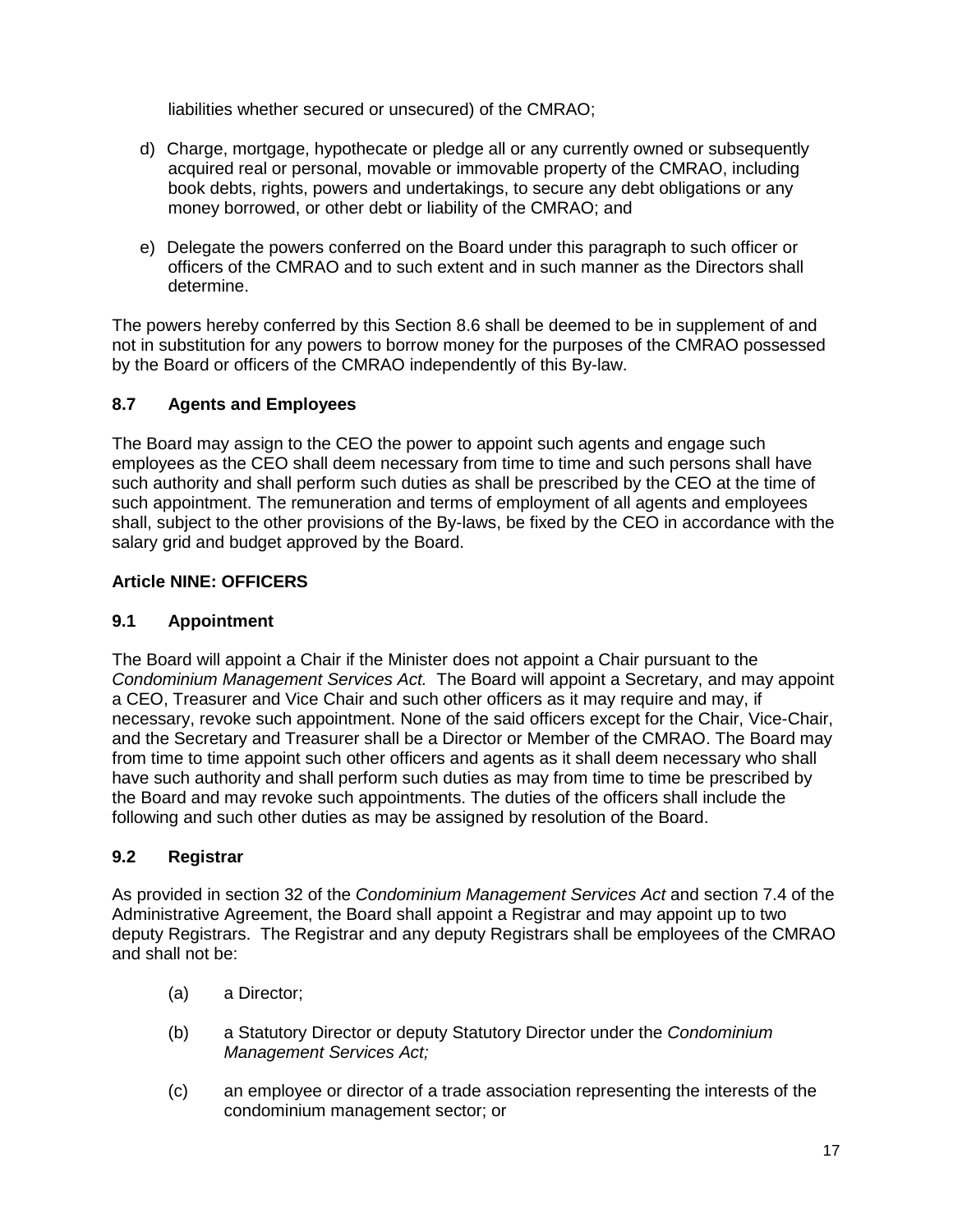liabilities whether secured or unsecured) of the CMRAO;

d) Charge, mortgage, hypothecate or pledge all or any currently owned or subsequently acquired real or personal, movable or immovable property of the CMRAO, including book debts, rights, powers and undertakings, to secure any debt obligations or any money borrowed, or other debt or liability of the CMRAO; and

e) Delegate the powers conferred on the Board under this paragraph to such officer or officers of the CMRAO and to such extent and in such manner as the Directors shall determine.

The powers hereby conferred by this Section 8.6 shall be deemed to be in supplement of and not in substitution for any powers to borrow money for the purposes of the CMRAO possessed by the Board or officers of the CMRAO independently of this By-law.

### 8.7 Agents and Employees

The Board may assign to the CEO the power to appoint such agents and engage such employees as the CEO shall deem necessary from time to time and such persons shall have such authority and shall perform such duties as shall be prescribed by the CEO at the time of such appointment. The remuneration and terms of employment of all agents and employees shall, subject to the other provisions of the By-laws, be fixed by the CEO in accordance with the salary grid and budget approved by the Board.

## Article NINE: OFFICERS

### 9.1 Appointment

The Board will appoint a Chair if the Minister does not appoint a Chair pursuant to the *Condominium Management Services Act.* The Board will appoint a Secretary, and may appoint a CEO, Treasurer and Vice Chair and such other officers as it may require and may, if necessary, revoke such appointment. None of the said officers except for the Chair, Vice-Chair, and the Secretary and Treasurer shall be a Director or Member of the CMRAO. The Board may from time to time appoint such other officers and agents as it shall deem necessary who shall have such authority and shall perform such duties as may from time to time be prescribed by the Board and may revoke such appointments. The duties of the officers shall include the following and such other duties as may be assigned by resolution of the Board.

### 9.2 Registrar

As provided in section 32 of the *Condominium Management Services Act* and section 7.4 of the Administrative Agreement, the Board shall appoint a Registrar and may appoint up to two deputy Registrars. The Registrar and any deputy Registrars shall be employees of the CMRAO and shall not be:

(a) a Director;

(b) a Statutory Director or deputy Statutory Director under the *Condominium Management Services Act;*

(c) an employee or director of a trade association representing the interests of the condominium management sector; or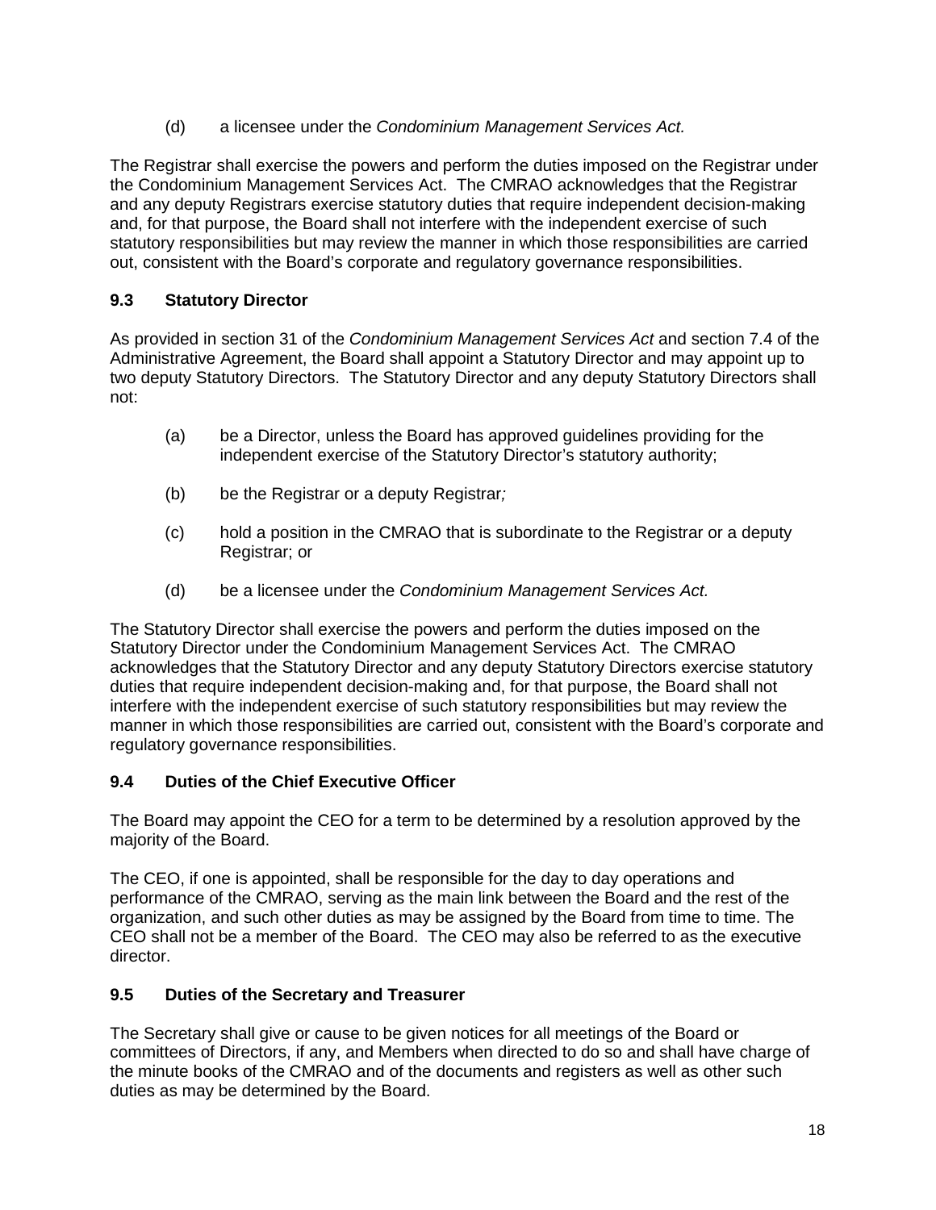(d) a licensee under the *Condominium Management Services Act.*

The Registrar shall exercise the powers and perform the duties imposed on the Registrar under the Condominium Management Services Act. The CMRAO acknowledges that the Registrar and any deputy Registrars exercise statutory duties that require independent decision-making and, for that purpose, the Board shall not interfere with the independent exercise of such statutory responsibilities but may review the manner in which those responsibilities are carried out, consistent with the Board's corporate and regulatory governance responsibilities.

### 9.3 Statutory Director

As provided in section 31 of the *Condominium Management Services Act* and section 7.4 of the Administrative Agreement, the Board shall appoint a Statutory Director and may appoint up to two deputy Statutory Directors. The Statutory Director and any deputy Statutory Directors shall not:

(a) be a Director, unless the Board has approved guidelines providing for the independent exercise of the Statutory Director's statutory authority;

(b) be the Registrar or a deputy Registrar*;*

(c) hold a position in the CMRAO that is subordinate to the Registrar or a deputy Registrar; or

(d) be a licensee under the *Condominium Management Services Act.*

The Statutory Director shall exercise the powers and perform the duties imposed on the Statutory Director under the Condominium Management Services Act. The CMRAO acknowledges that the Statutory Director and any deputy Statutory Directors exercise statutory duties that require independent decision-making and, for that purpose, the Board shall not interfere with the independent exercise of such statutory responsibilities but may review the manner in which those responsibilities are carried out, consistent with the Board's corporate and regulatory governance responsibilities.

### 9.4 Duties of the Chief Executive Officer

The Board may appoint the CEO for a term to be determined by a resolution approved by the majority of the Board.

The CEO, if one is appointed, shall be responsible for the day to day operations and performance of the CMRAO, serving as the main link between the Board and the rest of the organization, and such other duties as may be assigned by the Board from time to time. The CEO shall not be a member of the Board. The CEO may also be referred to as the executive director.

### 9.5 Duties of the Secretary and Treasurer

The Secretary shall give or cause to be given notices for all meetings of the Board or committees of Directors, if any, and Members when directed to do so and shall have charge of the minute books of the CMRAO and of the documents and registers as well as other such duties as may be determined by the Board.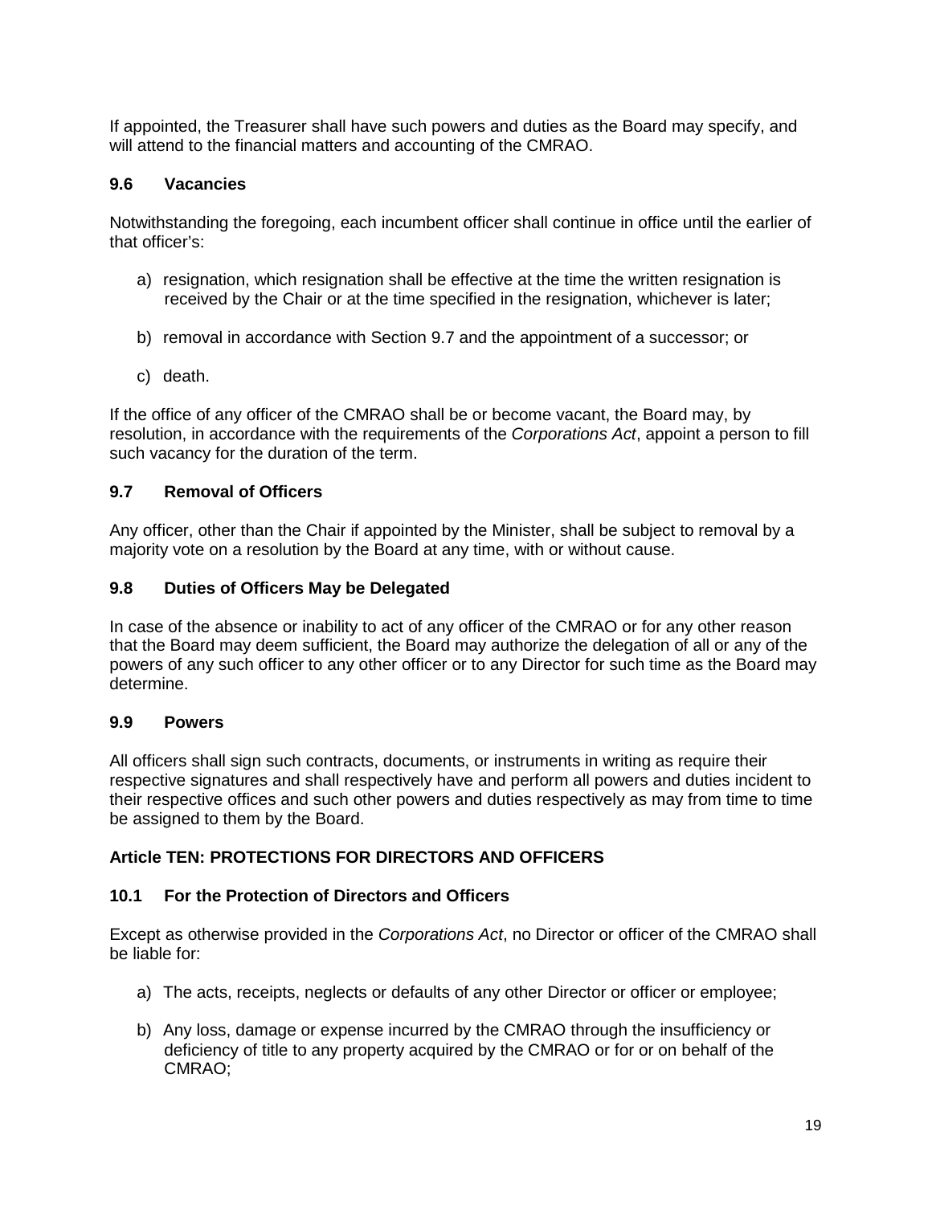If appointed, the Treasurer shall have such powers and duties as the Board may specify, and will attend to the financial matters and accounting of the CMRAO.

### 9.6 Vacancies

Notwithstanding the foregoing, each incumbent officer shall continue in office until the earlier of that officer's:

a) resignation, which resignation shall be effective at the time the written resignation is received by the Chair or at the time specified in the resignation, whichever is later;

b) removal in accordance with Section 9.7 and the appointment of a successor; or

c) death.

If the office of any officer of the CMRAO shall be or become vacant, the Board may, by resolution, in accordance with the requirements of the *Corporations Act*, appoint a person to fill such vacancy for the duration of the term.

### 9.7 Removal of Officers

Any officer, other than the Chair if appointed by the Minister, shall be subject to removal by a majority vote on a resolution by the Board at any time, with or without cause.

### 9.8 Duties of Officers May be Delegated

In case of the absence or inability to act of any officer of the CMRAO or for any other reason that the Board may deem sufficient, the Board may authorize the delegation of all or any of the powers of any such officer to any other officer or to any Director for such time as the Board may determine.

### 9.9 Powers

All officers shall sign such contracts, documents, or instruments in writing as require their respective signatures and shall respectively have and perform all powers and duties incident to their respective offices and such other powers and duties respectively as may from time to time be assigned to them by the Board.

## Article TEN: PROTECTIONS FOR DIRECTORS AND OFFICERS

### 10.1 For the Protection of Directors and Officers

Except as otherwise provided in the *Corporations Act*, no Director or officer of the CMRAO shall be liable for:

a) The acts, receipts, neglects or defaults of any other Director or officer or employee;

b) Any loss, damage or expense incurred by the CMRAO through the insufficiency or deficiency of title to any property acquired by the CMRAO or for or on behalf of the CMRAO;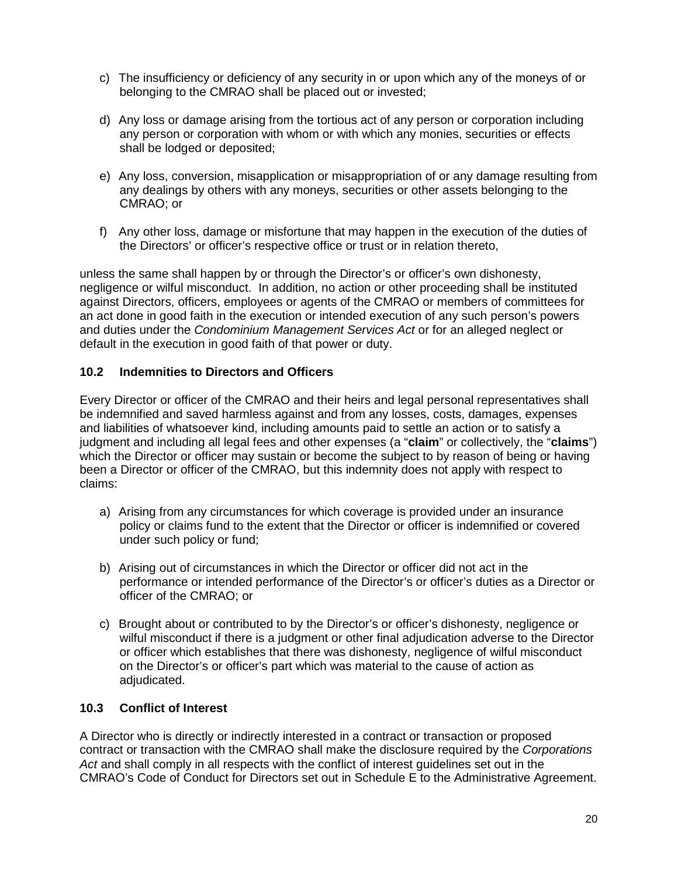c) The insufficiency or deficiency of any security in or upon which any of the moneys of or belonging to the CMRAO shall be placed out or invested;

d) Any loss or damage arising from the tortious act of any person or corporation including any person or corporation with whom or with which any monies, securities or effects shall be lodged or deposited;

e) Any loss, conversion, misapplication or misappropriation of or any damage resulting from any dealings by others with any moneys, securities or other assets belonging to the CMRAO; or

f) Any other loss, damage or misfortune that may happen in the execution of the duties of the Directors' or officer's respective office or trust or in relation thereto,

unless the same shall happen by or through the Director's or officer's own dishonesty, negligence or wilful misconduct. In addition, no action or other proceeding shall be instituted against Directors, officers, employees or agents of the CMRAO or members of committees for an act done in good faith in the execution or intended execution of any such person's powers and duties under the *Condominium Management Services Act* or for an alleged neglect or default in the execution in good faith of that power or duty.

### 10.2 Indemnities to Directors and Officers

Every Director or officer of the CMRAO and their heirs and legal personal representatives shall be indemnified and saved harmless against and from any losses, costs, damages, expenses and liabilities of whatsoever kind, including amounts paid to settle an action or to satisfy a judgment and including all legal fees and other expenses (a "**claim**" or collectively, the "**claims**") which the Director or officer may sustain or become the subject to by reason of being or having been a Director or officer of the CMRAO, but this indemnity does not apply with respect to claims:

a) Arising from any circumstances for which coverage is provided under an insurance policy or claims fund to the extent that the Director or officer is indemnified or covered under such policy or fund;

b) Arising out of circumstances in which the Director or officer did not act in the performance or intended performance of the Director's or officer's duties as a Director or officer of the CMRAO; or

c) Brought about or contributed to by the Director's or officer's dishonesty, negligence or wilful misconduct if there is a judgment or other final adjudication adverse to the Director or officer which establishes that there was dishonesty, negligence of wilful misconduct on the Director's or officer's part which was material to the cause of action as adjudicated.

### 10.3 Conflict of Interest

A Director who is directly or indirectly interested in a contract or transaction or proposed contract or transaction with the CMRAO shall make the disclosure required by the *Corporations Act* and shall comply in all respects with the conflict of interest guidelines set out in the CMRAO's Code of Conduct for Directors set out in Schedule E to the Administrative Agreement.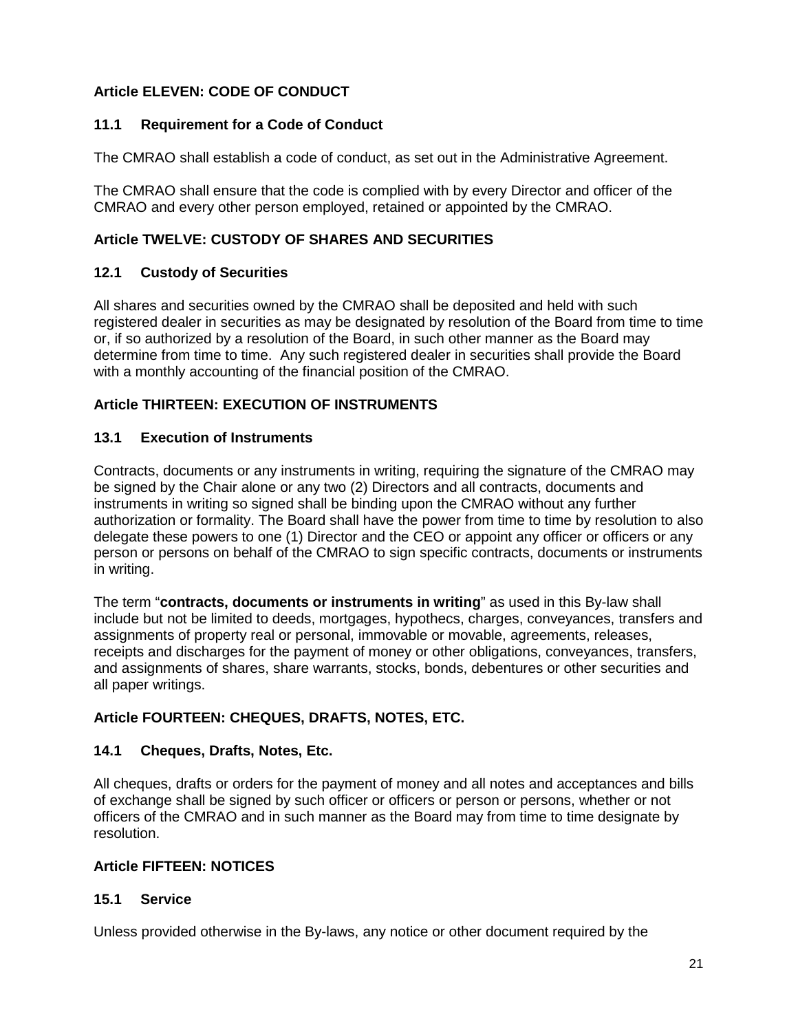## Article ELEVEN: CODE OF CONDUCT

### 11.1 Requirement for a Code of Conduct

The CMRAO shall establish a code of conduct, as set out in the Administrative Agreement.

The CMRAO shall ensure that the code is complied with by every Director and officer of the CMRAO and every other person employed, retained or appointed by the CMRAO.

## Article TWELVE: CUSTODY OF SHARES AND SECURITIES

### 12.1 Custody of Securities

All shares and securities owned by the CMRAO shall be deposited and held with such registered dealer in securities as may be designated by resolution of the Board from time to time or, if so authorized by a resolution of the Board, in such other manner as the Board may determine from time to time. Any such registered dealer in securities shall provide the Board with a monthly accounting of the financial position of the CMRAO.

## Article THIRTEEN: EXECUTION OF INSTRUMENTS

### 13.1 Execution of Instruments

Contracts, documents or any instruments in writing, requiring the signature of the CMRAO may be signed by the Chair alone or any two (2) Directors and all contracts, documents and instruments in writing so signed shall be binding upon the CMRAO without any further authorization or formality. The Board shall have the power from time to time by resolution to also delegate these powers to one (1) Director and the CEO or appoint any officer or officers or any person or persons on behalf of the CMRAO to sign specific contracts, documents or instruments in writing.

The term "**contracts, documents or instruments in writing**" as used in this By-law shall include but not be limited to deeds, mortgages, hypothecs, charges, conveyances, transfers and assignments of property real or personal, immovable or movable, agreements, releases, receipts and discharges for the payment of money or other obligations, conveyances, transfers, and assignments of shares, share warrants, stocks, bonds, debentures or other securities and all paper writings.

## Article FOURTEEN: CHEQUES, DRAFTS, NOTES, ETC.

### 14.1 Cheques, Drafts, Notes, Etc.

All cheques, drafts or orders for the payment of money and all notes and acceptances and bills of exchange shall be signed by such officer or officers or person or persons, whether or not officers of the CMRAO and in such manner as the Board may from time to time designate by resolution.

## Article FIFTEEN: NOTICES

### 15.1 Service

Unless provided otherwise in the By-laws, any notice or other document required by the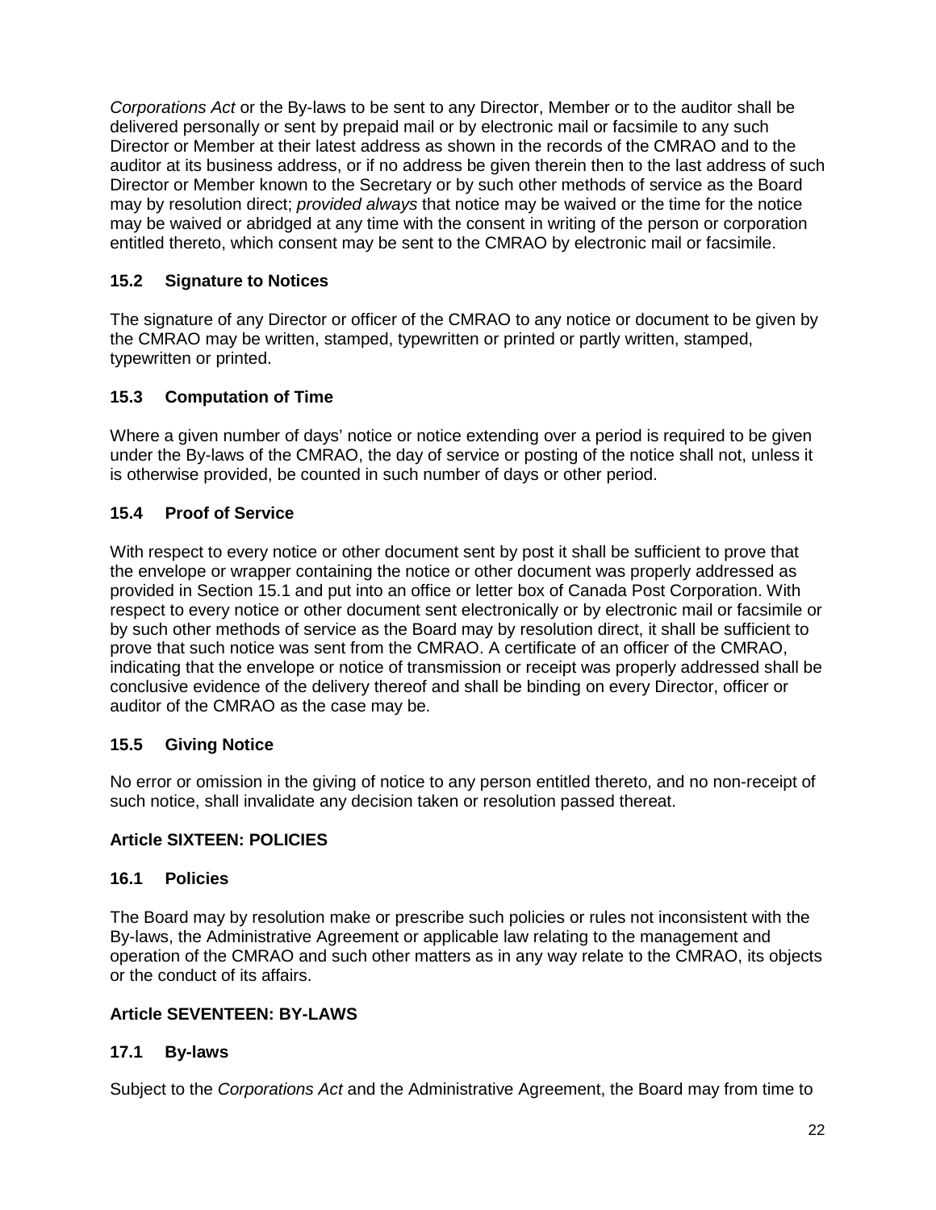*Corporations Act* or the By-laws to be sent to any Director, Member or to the auditor shall be delivered personally or sent by prepaid mail or by electronic mail or facsimile to any such Director or Member at their latest address as shown in the records of the CMRAO and to the auditor at its business address, or if no address be given therein then to the last address of such Director or Member known to the Secretary or by such other methods of service as the Board may by resolution direct; *provided always* that notice may be waived or the time for the notice may be waived or abridged at any time with the consent in writing of the person or corporation entitled thereto, which consent may be sent to the CMRAO by electronic mail or facsimile.

### 15.2 Signature to Notices

The signature of any Director or officer of the CMRAO to any notice or document to be given by the CMRAO may be written, stamped, typewritten or printed or partly written, stamped, typewritten or printed.

### 15.3 Computation of Time

Where a given number of days' notice or notice extending over a period is required to be given under the By-laws of the CMRAO, the day of service or posting of the notice shall not, unless it is otherwise provided, be counted in such number of days or other period.

### 15.4 Proof of Service

With respect to every notice or other document sent by post it shall be sufficient to prove that the envelope or wrapper containing the notice or other document was properly addressed as provided in Section 15.1 and put into an office or letter box of Canada Post Corporation. With respect to every notice or other document sent electronically or by electronic mail or facsimile or by such other methods of service as the Board may by resolution direct, it shall be sufficient to prove that such notice was sent from the CMRAO. A certificate of an officer of the CMRAO, indicating that the envelope or notice of transmission or receipt was properly addressed shall be conclusive evidence of the delivery thereof and shall be binding on every Director, officer or auditor of the CMRAO as the case may be.

### 15.5 Giving Notice

No error or omission in the giving of notice to any person entitled thereto, and no non-receipt of such notice, shall invalidate any decision taken or resolution passed thereat.

## Article SIXTEEN: POLICIES

### 16.1 Policies

The Board may by resolution make or prescribe such policies or rules not inconsistent with the By-laws, the Administrative Agreement or applicable law relating to the management and operation of the CMRAO and such other matters as in any way relate to the CMRAO, its objects or the conduct of its affairs.

## Article SEVENTEEN: BY-LAWS

### 17.1 By-laws

Subject to the *Corporations Act* and the Administrative Agreement, the Board may from time to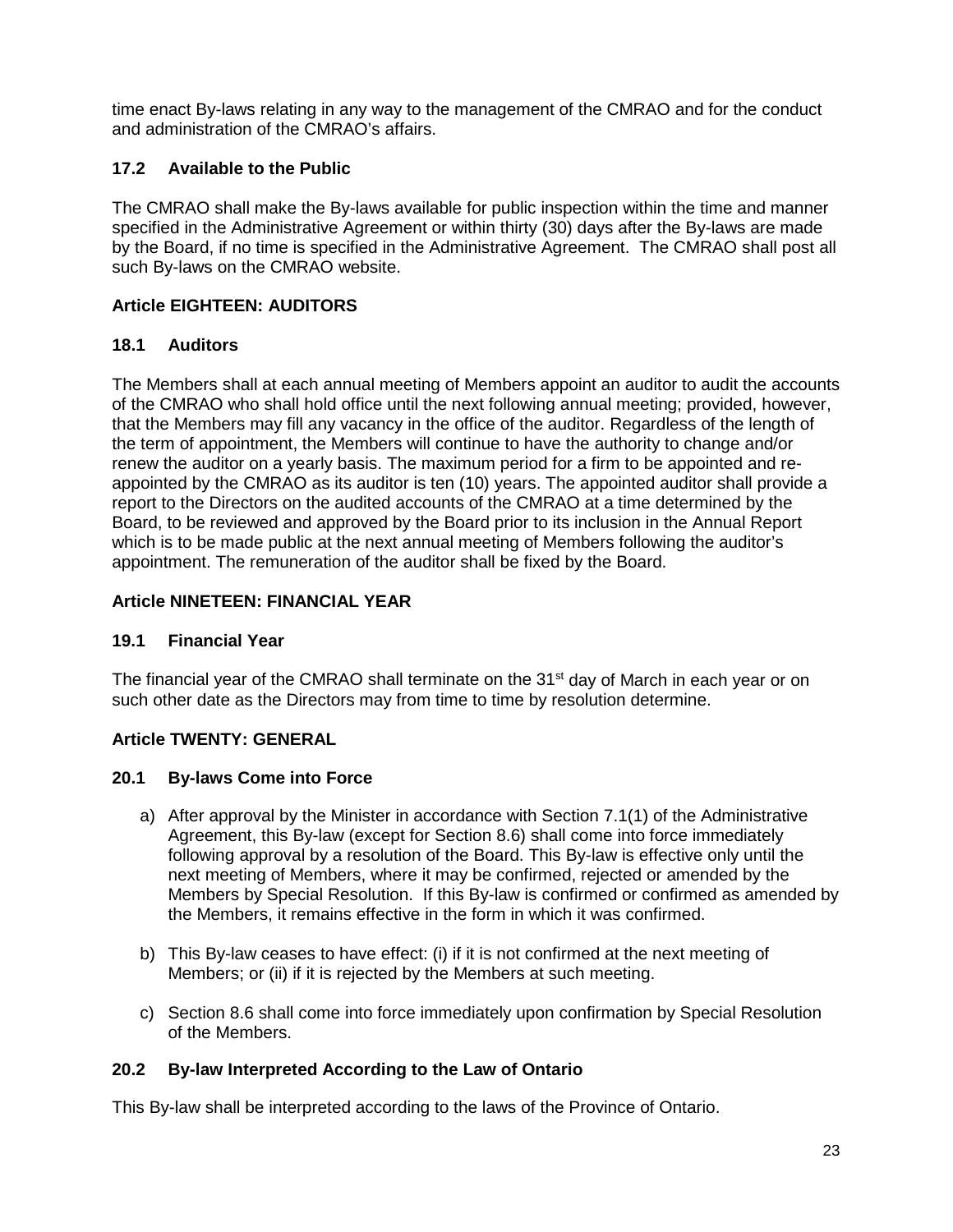time enact By-laws relating in any way to the management of the CMRAO and for the conduct and administration of the CMRAO's affairs.

### 17.2 Available to the Public

The CMRAO shall make the By-laws available for public inspection within the time and manner specified in the Administrative Agreement or within thirty (30) days after the By-laws are made by the Board, if no time is specified in the Administrative Agreement. The CMRAO shall post all such By-laws on the CMRAO website.

## Article EIGHTEEN: AUDITORS

### 18.1 Auditors

The Members shall at each annual meeting of Members appoint an auditor to audit the accounts of the CMRAO who shall hold office until the next following annual meeting; provided, however, that the Members may fill any vacancy in the office of the auditor. Regardless of the length of the term of appointment, the Members will continue to have the authority to change and/or renew the auditor on a yearly basis. The maximum period for a firm to be appointed and re-appointed by the CMRAO as its auditor is ten (10) years. The appointed auditor shall provide a report to the Directors on the audited accounts of the CMRAO at a time determined by the Board, to be reviewed and approved by the Board prior to its inclusion in the Annual Report which is to be made public at the next annual meeting of Members following the auditor's appointment. The remuneration of the auditor shall be fixed by the Board.

## Article NINETEEN: FINANCIAL YEAR

### 19.1 Financial Year

The financial year of the CMRAO shall terminate on the 31st day of March in each year or on such other date as the Directors may from time to time by resolution determine.

## Article TWENTY: GENERAL

### 20.1 By-laws Come into Force

a) After approval by the Minister in accordance with Section 7.1(1) of the Administrative Agreement, this By-law (except for Section 8.6) shall come into force immediately following approval by a resolution of the Board. This By-law is effective only until the next meeting of Members, where it may be confirmed, rejected or amended by the Members by Special Resolution. If this By-law is confirmed or confirmed as amended by the Members, it remains effective in the form in which it was confirmed.

b) This By-law ceases to have effect: (i) if it is not confirmed at the next meeting of Members; or (ii) if it is rejected by the Members at such meeting.

c) Section 8.6 shall come into force immediately upon confirmation by Special Resolution of the Members.

### 20.2 By-law Interpreted According to the Law of Ontario

This By-law shall be interpreted according to the laws of the Province of Ontario.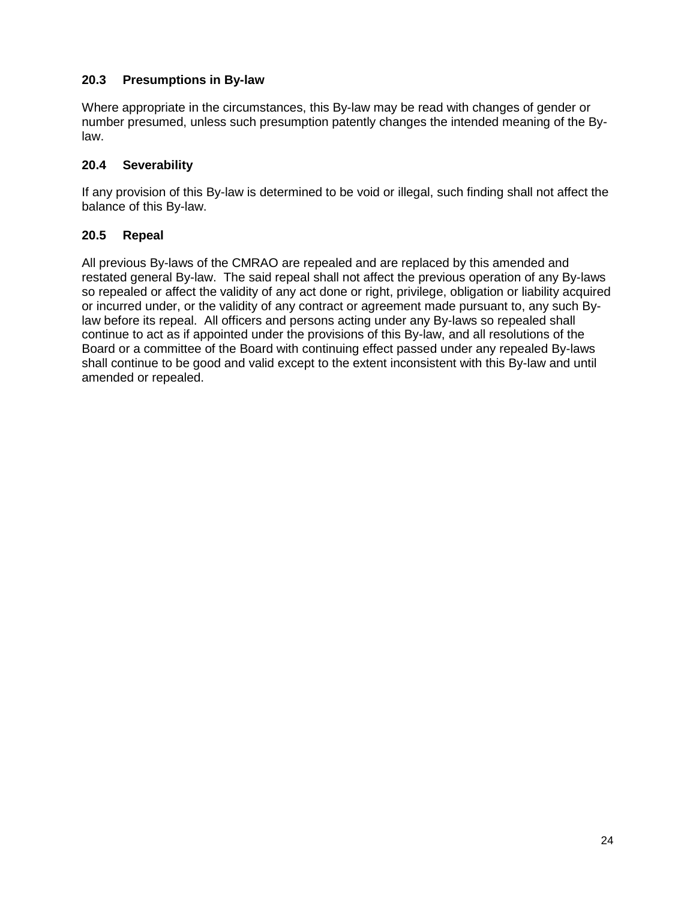### 20.3 Presumptions in By-law

Where appropriate in the circumstances, this By-law may be read with changes of gender or number presumed, unless such presumption patently changes the intended meaning of the By-law.

### 20.4 Severability

If any provision of this By-law is determined to be void or illegal, such finding shall not affect the balance of this By-law.

### 20.5 Repeal

All previous By-laws of the CMRAO are repealed and are replaced by this amended and restated general By-law. The said repeal shall not affect the previous operation of any By-laws so repealed or affect the validity of any act done or right, privilege, obligation or liability acquired or incurred under, or the validity of any contract or agreement made pursuant to, any such By-law before its repeal. All officers and persons acting under any By-laws so repealed shall continue to act as if appointed under the provisions of this By-law, and all resolutions of the Board or a committee of the Board with continuing effect passed under any repealed By-laws shall continue to be good and valid except to the extent inconsistent with this By-law and until amended or repealed.